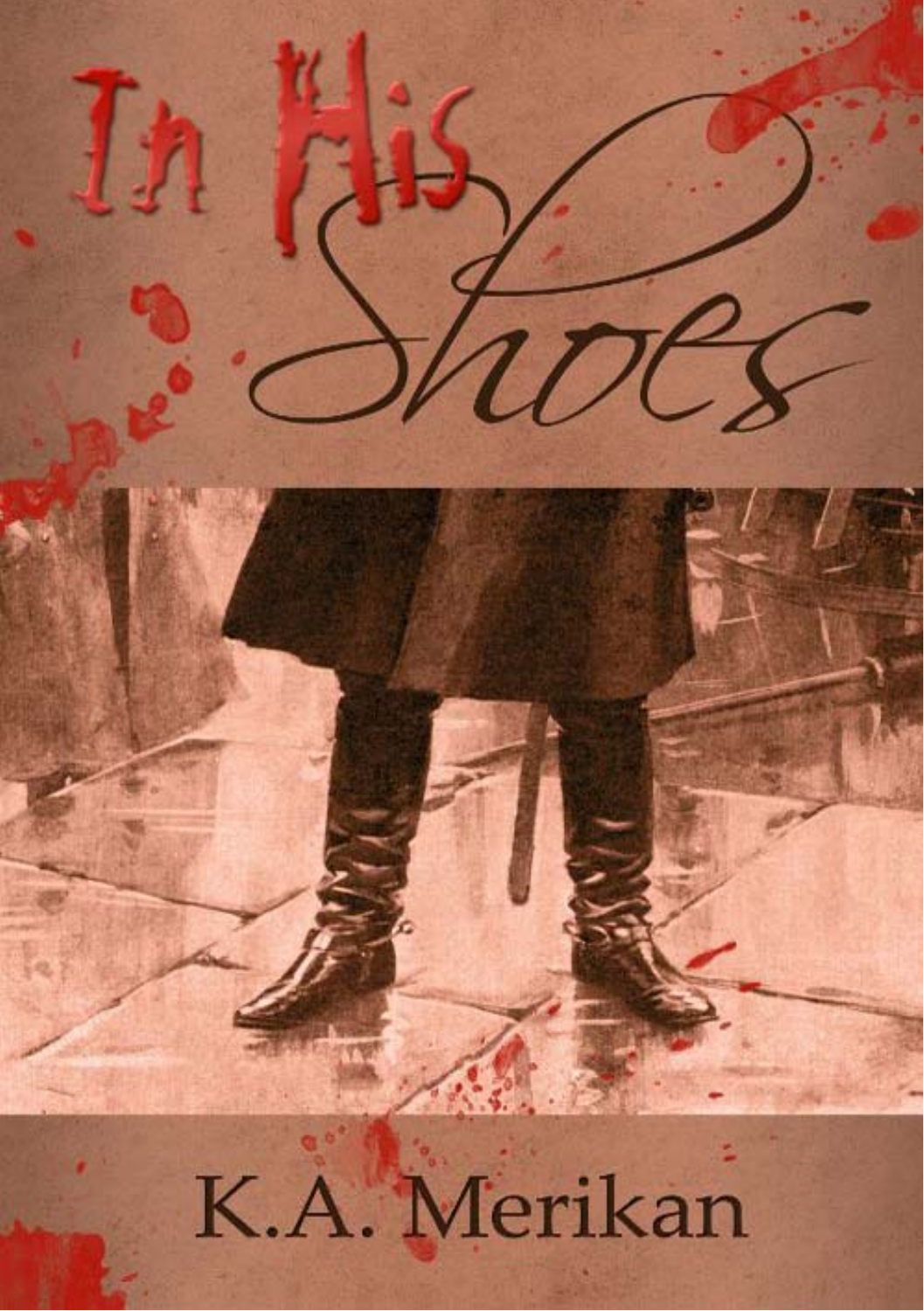# In His Shoes

K.A. Merikan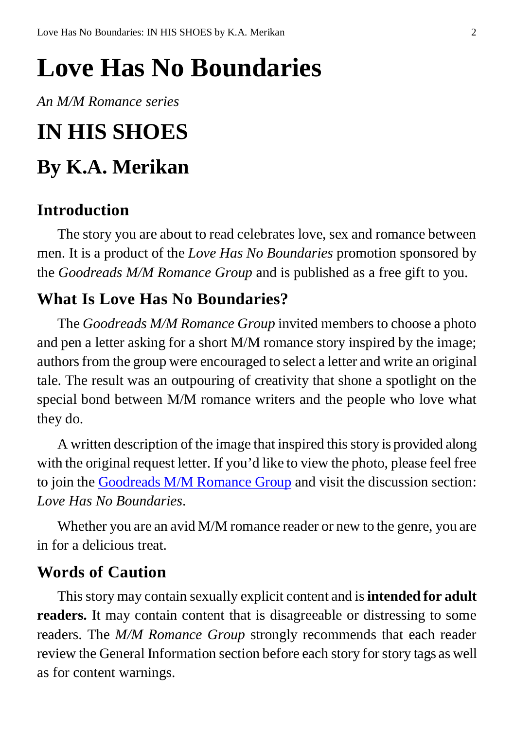# Love Has No Boundaries

*An M/M Romance series*

# IN HIS SHOES

# By K.A. Merikan

## Introduction

The story you are about to read celebrates love, sex and romance between men. It is a product of the *Love Has No Boundaries* promotion sponsored by the *Goodreads M/M Romance Group* and is published as a free gift to you.

## What Is Love Has No Boundaries?

The *Goodreads M/M Romance Group* invited members to choose a photo and pen a letter asking for a short M/M romance story inspired by the image; authors from the group were encouraged to select a letter and write an original tale. The result was an outpouring of creativity that shone a spotlight on the special bond between M/M romance writers and the people who love what they do.

A written description of the image that inspired this story is provided along with the original request letter. If you'd like to view the photo, please feel free to join the Goodreads M/M Romance Group and visit the discussion section: *Love Has No Boundaries*.

Whether you are an avid M/M romance reader or new to the genre, you are in for a delicious treat.

## Words of Caution

This story may contain sexually explicit content and is **intended for adult readers.** It may contain content that is disagreeable or distressing to some readers. The *M/M Romance Group* strongly recommends that each reader review the General Information section before each story for story tags as well as for content warnings.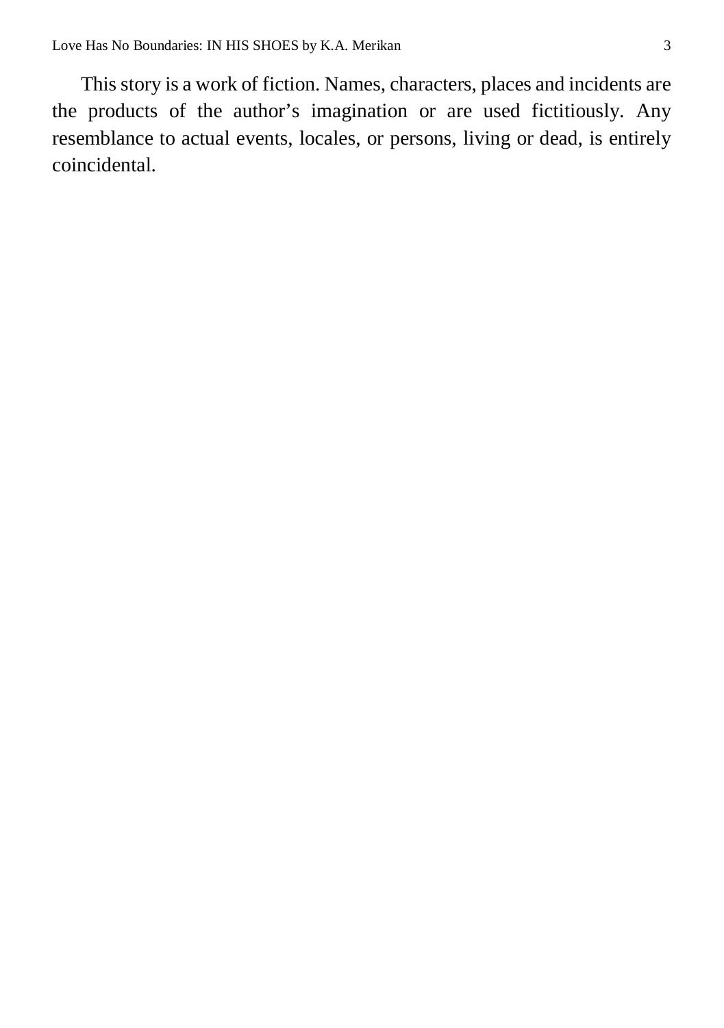This story is a work of fiction. Names, characters, places and incidents are the products of the author's imagination or are used fictitiously. Any resemblance to actual events, locales, or persons, living or dead, is entirely coincidental.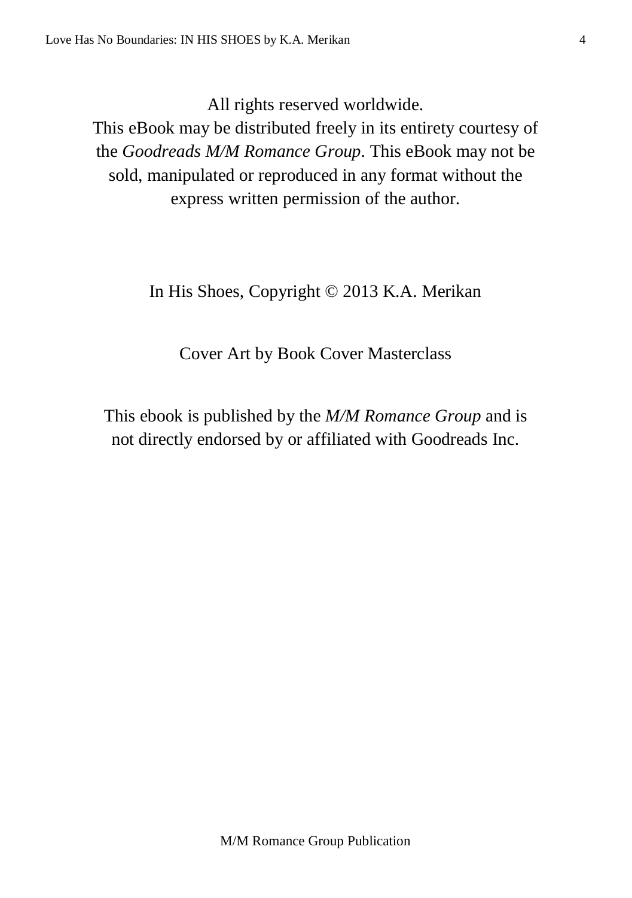All rights reserved worldwide.
This eBook may be distributed freely in its entirety courtesy of the *Goodreads M/M Romance Group*. This eBook may not be sold, manipulated or reproduced in any format without the express written permission of the author.

In His Shoes, Copyright © 2013 K.A. Merikan

Cover Art by Book Cover Masterclass

This ebook is published by the *M/M Romance Group* and is not directly endorsed by or affiliated with Goodreads Inc.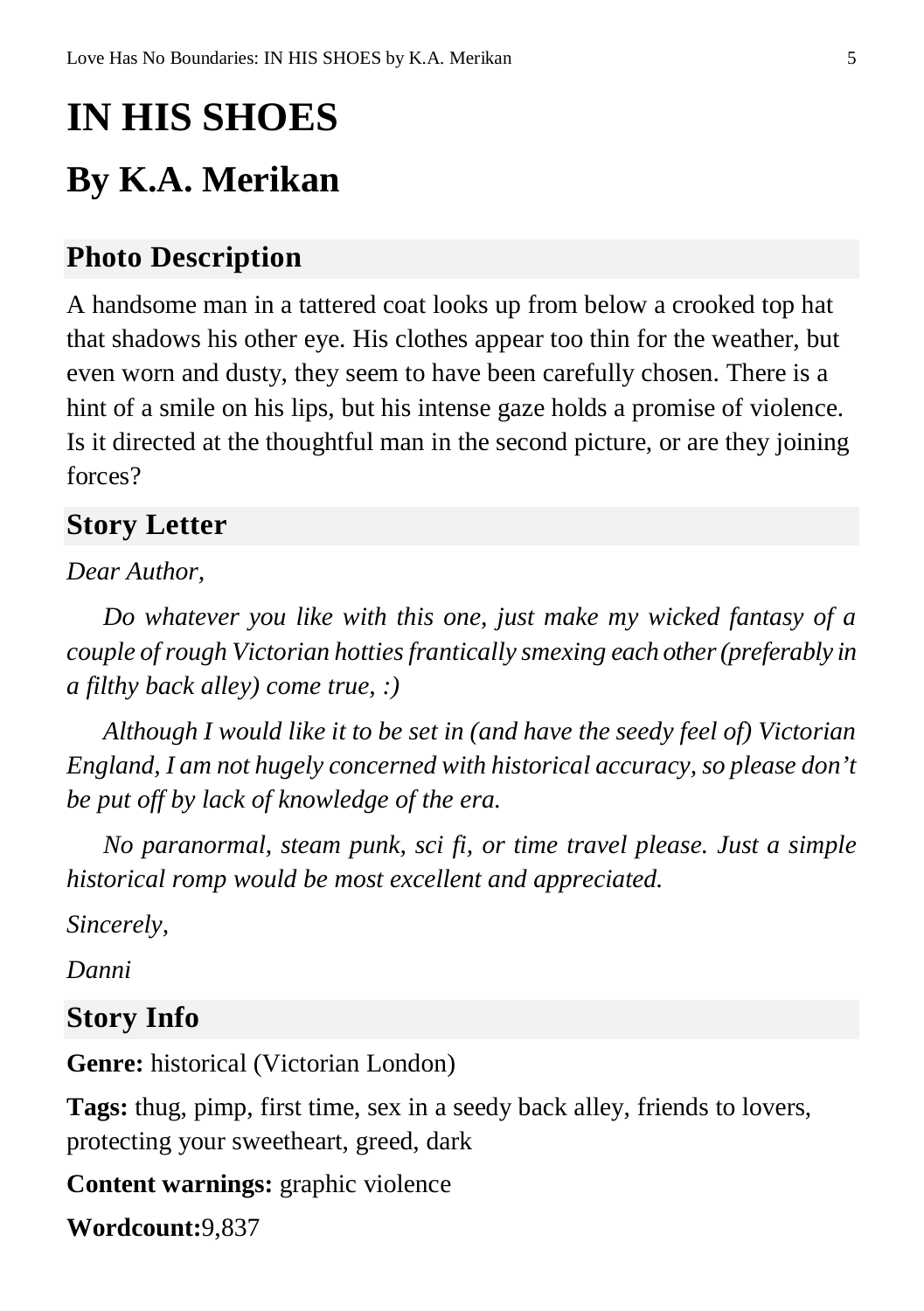# IN HIS SHOES

# By K.A. Merikan

## Photo Description

A handsome man in a tattered coat looks up from below a crooked top hat that shadows his other eye. His clothes appear too thin for the weather, but even worn and dusty, they seem to have been carefully chosen. There is a hint of a smile on his lips, but his intense gaze holds a promise of violence. Is it directed at the thoughtful man in the second picture, or are they joining forces?

## Story Letter

*Dear Author,*

*Do whatever you like with this one, just make my wicked fantasy of a couple of rough Victorian hotties frantically smexing each other (preferably in a filthy back alley) come true, :)*

*Although I would like it to be set in (and have the seedy feel of) Victorian England, I am not hugely concerned with historical accuracy, so please don't be put off by lack of knowledge of the era.*

*No paranormal, steam punk, sci fi, or time travel please. Just a simple historical romp would be most excellent and appreciated.*

*Sincerely,*

*Danni*

## Story Info

**Genre:** historical (Victorian London)

**Tags:** thug, pimp, first time, sex in a seedy back alley, friends to lovers, protecting your sweetheart, greed, dark

**Content warnings:** graphic violence

**Wordcount:**9,837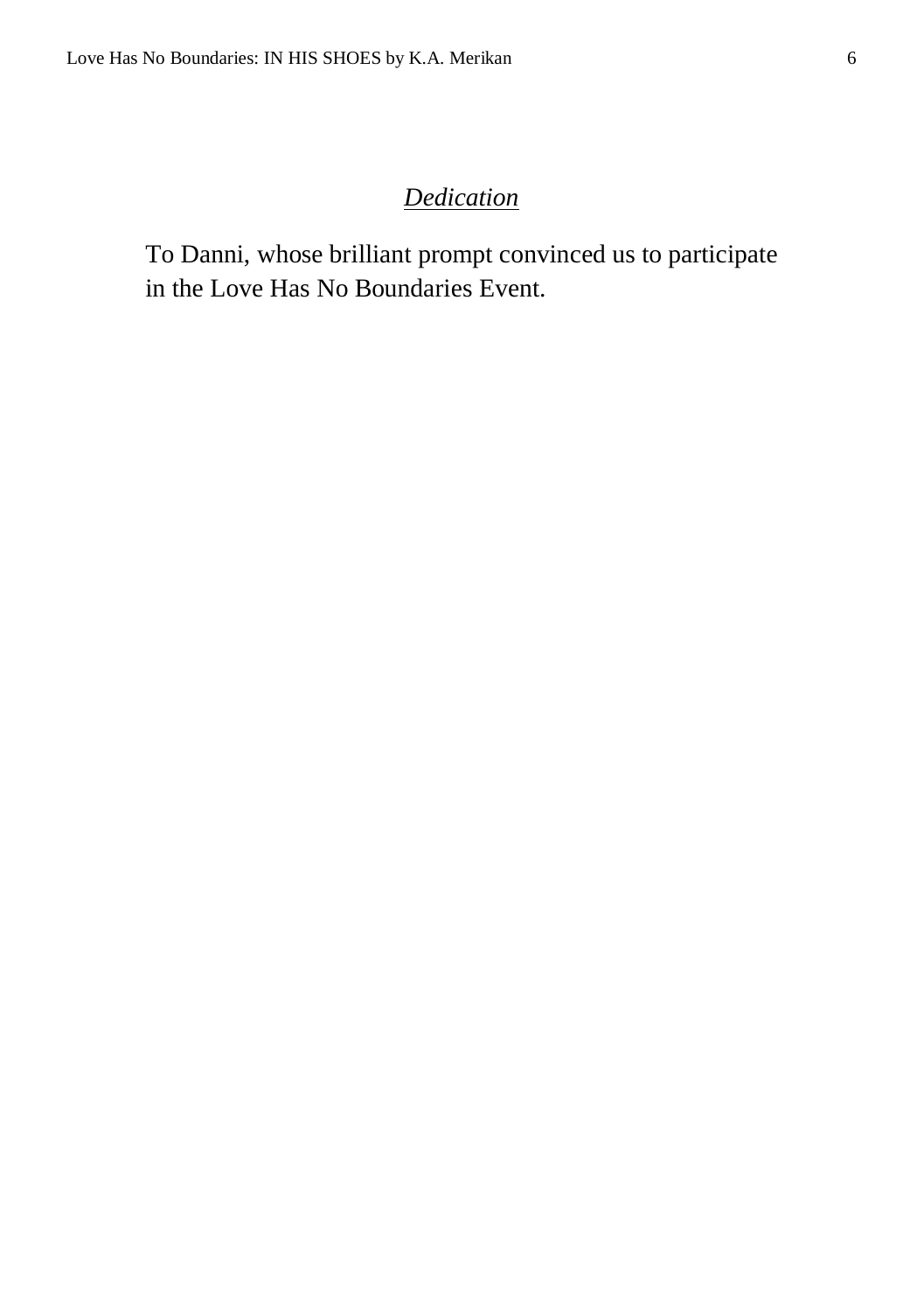## *Dedication*

To Danni, whose brilliant prompt convinced us to participate in the Love Has No Boundaries Event.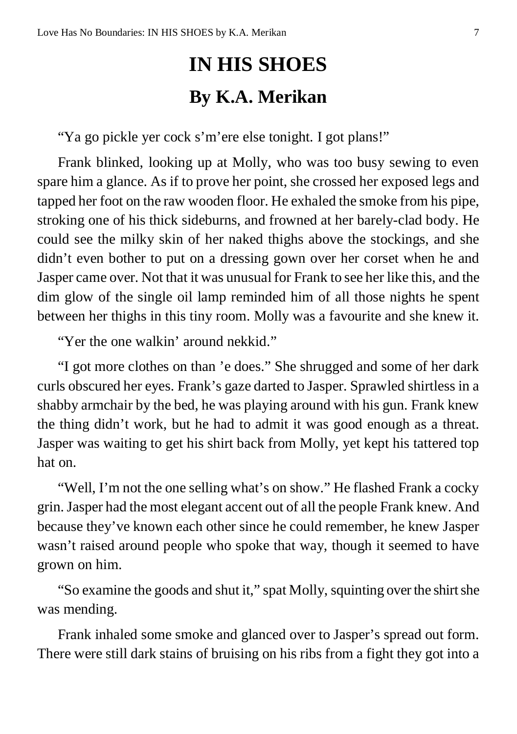# IN HIS SHOES

## By K.A. Merikan

"Ya go pickle yer cock s'm'ere else tonight. I got plans!"

Frank blinked, looking up at Molly, who was too busy sewing to even spare him a glance. As if to prove her point, she crossed her exposed legs and tapped her foot on the raw wooden floor. He exhaled the smoke from his pipe, stroking one of his thick sideburns, and frowned at her barely-clad body. He could see the milky skin of her naked thighs above the stockings, and she didn't even bother to put on a dressing gown over her corset when he and Jasper came over. Not that it was unusual for Frank to see her like this, and the dim glow of the single oil lamp reminded him of all those nights he spent between her thighs in this tiny room. Molly was a favourite and she knew it.

"Yer the one walkin' around nekkid."

"I got more clothes on than 'e does." She shrugged and some of her dark curls obscured her eyes. Frank's gaze darted to Jasper. Sprawled shirtless in a shabby armchair by the bed, he was playing around with his gun. Frank knew the thing didn't work, but he had to admit it was good enough as a threat. Jasper was waiting to get his shirt back from Molly, yet kept his tattered top hat on.

"Well, I'm not the one selling what's on show." He flashed Frank a cocky grin. Jasper had the most elegant accent out of all the people Frank knew. And because they've known each other since he could remember, he knew Jasper wasn't raised around people who spoke that way, though it seemed to have grown on him.

"So examine the goods and shut it," spat Molly, squinting over the shirt she was mending.

Frank inhaled some smoke and glanced over to Jasper's spread out form. There were still dark stains of bruising on his ribs from a fight they got into a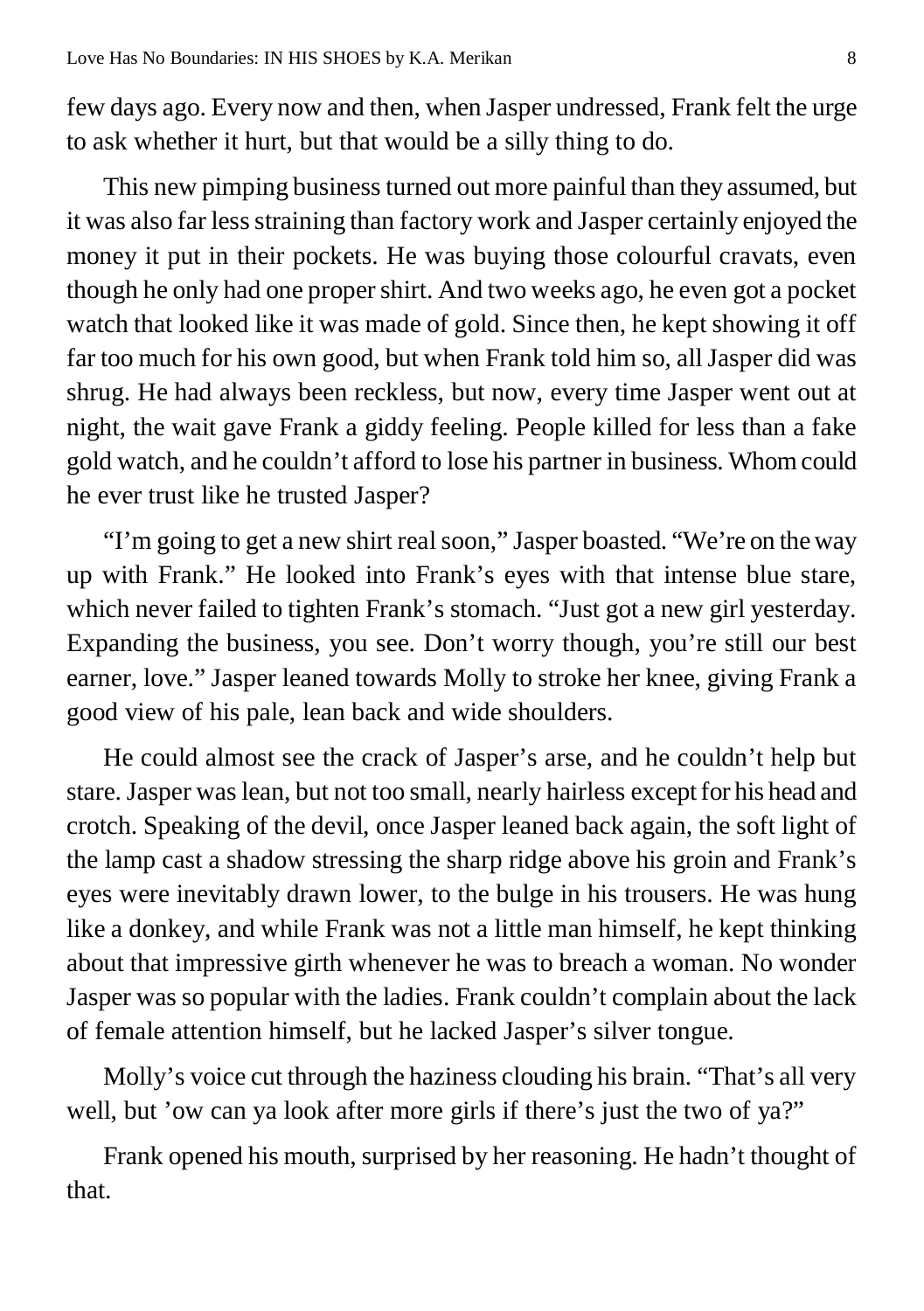few days ago. Every now and then, when Jasper undressed, Frank felt the urge to ask whether it hurt, but that would be a silly thing to do.

This new pimping business turned out more painful than they assumed, but it was also far less straining than factory work and Jasper certainly enjoyed the money it put in their pockets. He was buying those colourful cravats, even though he only had one proper shirt. And two weeks ago, he even got a pocket watch that looked like it was made of gold. Since then, he kept showing it off far too much for his own good, but when Frank told him so, all Jasper did was shrug. He had always been reckless, but now, every time Jasper went out at night, the wait gave Frank a giddy feeling. People killed for less than a fake gold watch, and he couldn't afford to lose his partner in business. Whom could he ever trust like he trusted Jasper?

"I'm going to get a new shirt real soon," Jasper boasted. "We're on the way up with Frank." He looked into Frank's eyes with that intense blue stare, which never failed to tighten Frank's stomach. "Just got a new girl yesterday. Expanding the business, you see. Don't worry though, you're still our best earner, love." Jasper leaned towards Molly to stroke her knee, giving Frank a good view of his pale, lean back and wide shoulders.

He could almost see the crack of Jasper's arse, and he couldn't help but stare. Jasper was lean, but not too small, nearly hairless except for his head and crotch. Speaking of the devil, once Jasper leaned back again, the soft light of the lamp cast a shadow stressing the sharp ridge above his groin and Frank's eyes were inevitably drawn lower, to the bulge in his trousers. He was hung like a donkey, and while Frank was not a little man himself, he kept thinking about that impressive girth whenever he was to breach a woman. No wonder Jasper was so popular with the ladies. Frank couldn't complain about the lack of female attention himself, but he lacked Jasper's silver tongue.

Molly's voice cut through the haziness clouding his brain. "That's all very well, but 'ow can ya look after more girls if there's just the two of ya?"

Frank opened his mouth, surprised by her reasoning. He hadn't thought of that.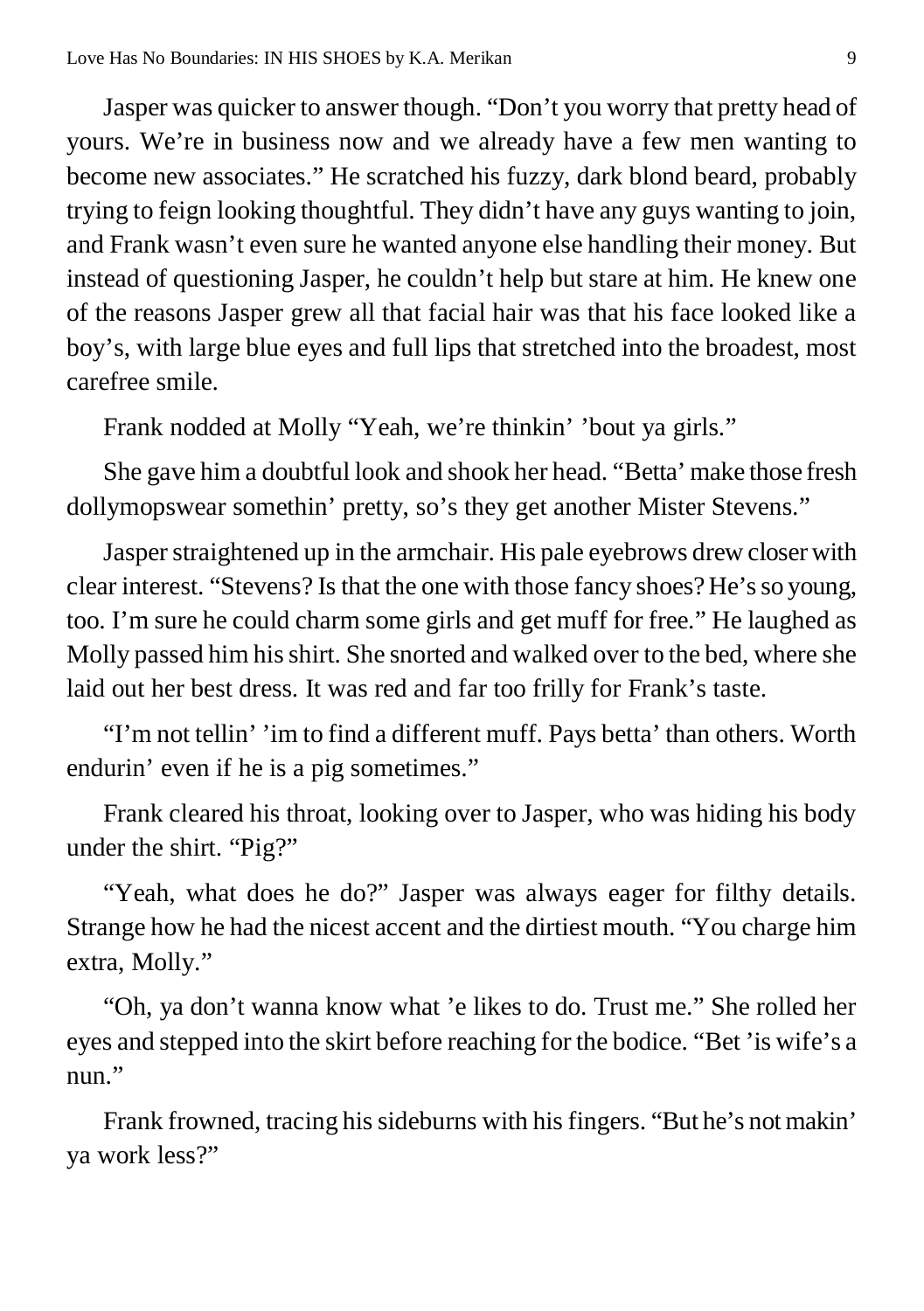Jasper was quicker to answer though. "Don't you worry that pretty head of yours. We're in business now and we already have a few men wanting to become new associates." He scratched his fuzzy, dark blond beard, probably trying to feign looking thoughtful. They didn't have any guys wanting to join, and Frank wasn't even sure he wanted anyone else handling their money. But instead of questioning Jasper, he couldn't help but stare at him. He knew one of the reasons Jasper grew all that facial hair was that his face looked like a boy's, with large blue eyes and full lips that stretched into the broadest, most carefree smile.

Frank nodded at Molly "Yeah, we're thinkin' 'bout ya girls."

She gave him a doubtful look and shook her head. "Betta' make those fresh dollymopswear somethin' pretty, so's they get another Mister Stevens."

Jasper straightened up in the armchair. His pale eyebrows drew closer with clear interest. "Stevens? Is that the one with those fancy shoes? He's so young, too. I'm sure he could charm some girls and get muff for free." He laughed as Molly passed him his shirt. She snorted and walked over to the bed, where she laid out her best dress. It was red and far too frilly for Frank's taste.

"I'm not tellin' 'im to find a different muff. Pays betta' than others. Worth endurin' even if he is a pig sometimes."

Frank cleared his throat, looking over to Jasper, who was hiding his body under the shirt. "Pig?"

"Yeah, what does he do?" Jasper was always eager for filthy details. Strange how he had the nicest accent and the dirtiest mouth. "You charge him extra, Molly."

"Oh, ya don't wanna know what 'e likes to do. Trust me." She rolled her eyes and stepped into the skirt before reaching for the bodice. "Bet 'is wife's a nun."

Frank frowned, tracing his sideburns with his fingers. "But he's not makin' ya work less?"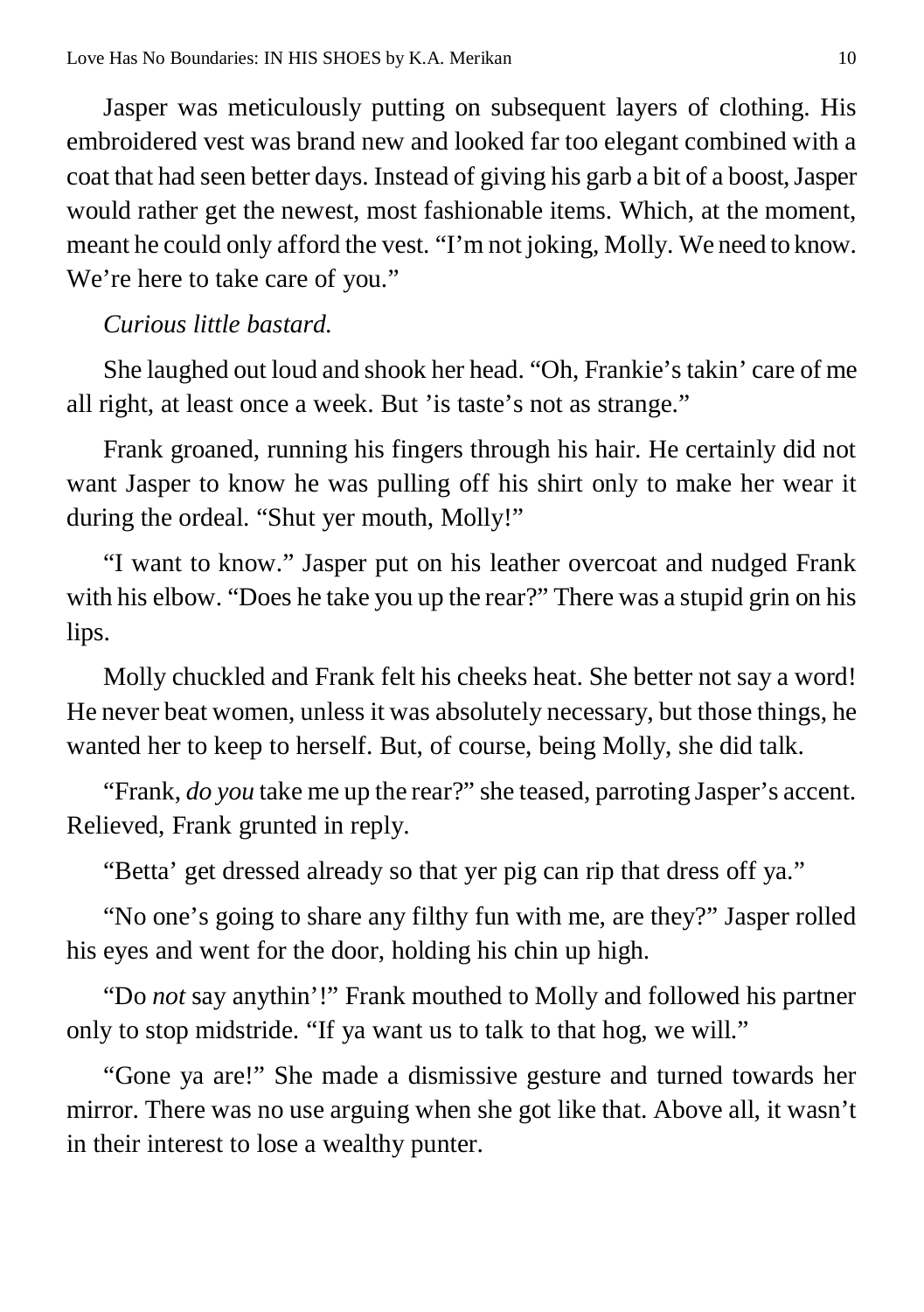Jasper was meticulously putting on subsequent layers of clothing. His embroidered vest was brand new and looked far too elegant combined with a coat that had seen better days. Instead of giving his garb a bit of a boost, Jasper would rather get the newest, most fashionable items. Which, at the moment, meant he could only afford the vest. "I'm not joking, Molly. We need to know. We're here to take care of you."

*Curious little bastard.*

She laughed out loud and shook her head. "Oh, Frankie's takin' care of me all right, at least once a week. But 'is taste's not as strange."

Frank groaned, running his fingers through his hair. He certainly did not want Jasper to know he was pulling off his shirt only to make her wear it during the ordeal. "Shut yer mouth, Molly!"

"I want to know." Jasper put on his leather overcoat and nudged Frank with his elbow. "Does he take you up the rear?" There was a stupid grin on his lips.

Molly chuckled and Frank felt his cheeks heat. She better not say a word! He never beat women, unless it was absolutely necessary, but those things, he wanted her to keep to herself. But, of course, being Molly, she did talk.

"Frank, *do you* take me up the rear?" she teased, parroting Jasper's accent. Relieved, Frank grunted in reply.

"Betta' get dressed already so that yer pig can rip that dress off ya."

"No one's going to share any filthy fun with me, are they?" Jasper rolled his eyes and went for the door, holding his chin up high.

"Do *not* say anythin'!" Frank mouthed to Molly and followed his partner only to stop midstride. "If ya want us to talk to that hog, we will."

"Gone ya are!" She made a dismissive gesture and turned towards her mirror. There was no use arguing when she got like that. Above all, it wasn't in their interest to lose a wealthy punter.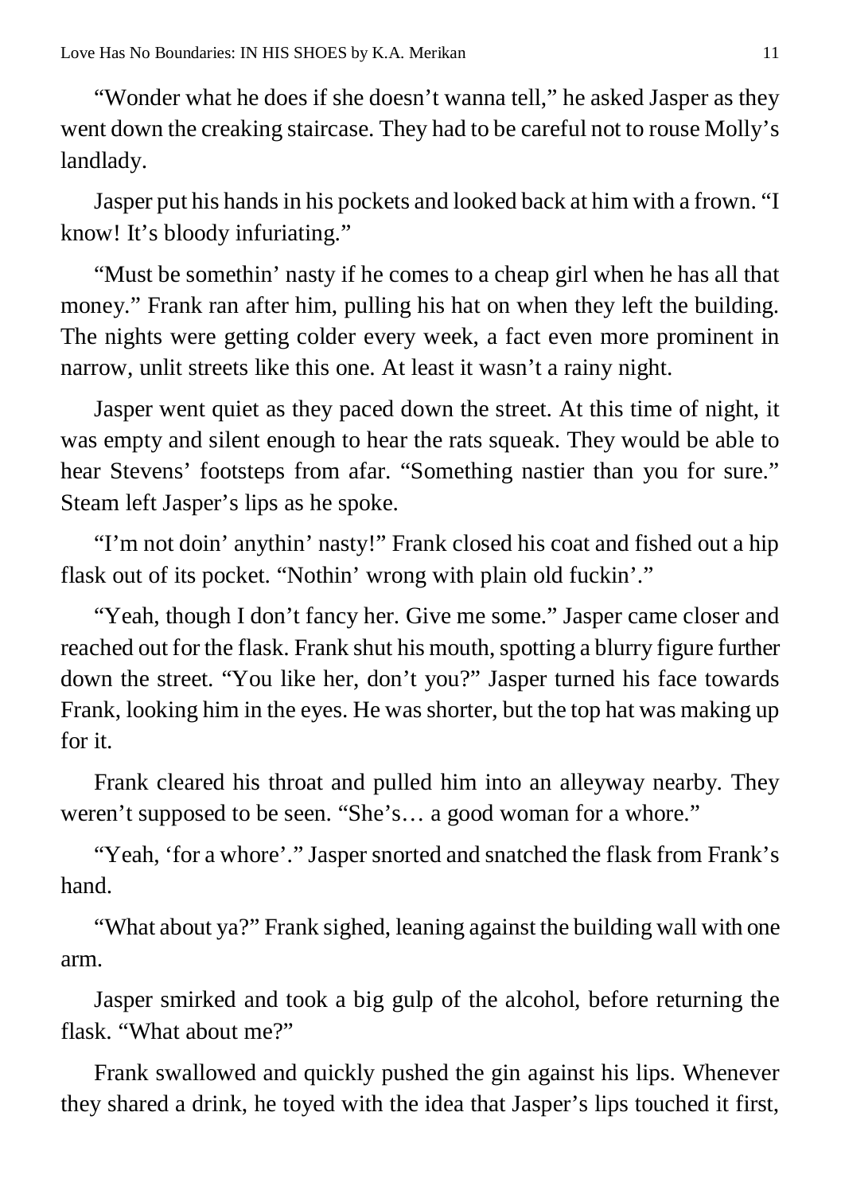"Wonder what he does if she doesn't wanna tell," he asked Jasper as they went down the creaking staircase. They had to be careful not to rouse Molly's landlady.

Jasper put his hands in his pockets and looked back at him with a frown. "I know! It's bloody infuriating."

"Must be somethin' nasty if he comes to a cheap girl when he has all that money." Frank ran after him, pulling his hat on when they left the building. The nights were getting colder every week, a fact even more prominent in narrow, unlit streets like this one. At least it wasn't a rainy night.

Jasper went quiet as they paced down the street. At this time of night, it was empty and silent enough to hear the rats squeak. They would be able to hear Stevens' footsteps from afar. "Something nastier than you for sure." Steam left Jasper's lips as he spoke.

"I'm not doin' anythin' nasty!" Frank closed his coat and fished out a hip flask out of its pocket. "Nothin' wrong with plain old fuckin'."

"Yeah, though I don't fancy her. Give me some." Jasper came closer and reached out for the flask. Frank shut his mouth, spotting a blurry figure further down the street. "You like her, don't you?" Jasper turned his face towards Frank, looking him in the eyes. He was shorter, but the top hat was making up for it.

Frank cleared his throat and pulled him into an alleyway nearby. They weren't supposed to be seen. "She's… a good woman for a whore."

"Yeah, 'for a whore'." Jasper snorted and snatched the flask from Frank's hand.

"What about ya?" Frank sighed, leaning against the building wall with one arm.

Jasper smirked and took a big gulp of the alcohol, before returning the flask. "What about me?"

Frank swallowed and quickly pushed the gin against his lips. Whenever they shared a drink, he toyed with the idea that Jasper's lips touched it first,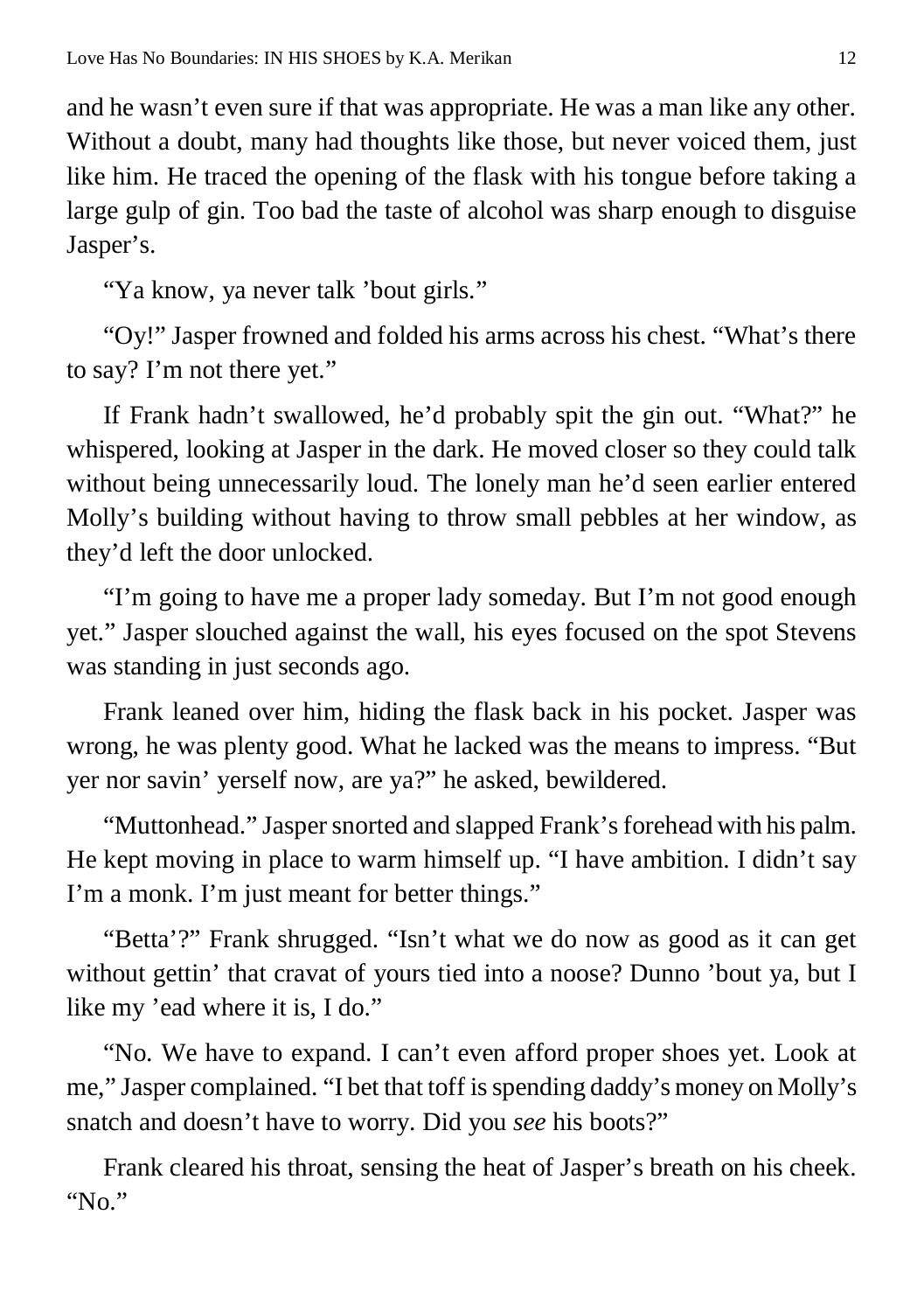and he wasn't even sure if that was appropriate. He was a man like any other. Without a doubt, many had thoughts like those, but never voiced them, just like him. He traced the opening of the flask with his tongue before taking a large gulp of gin. Too bad the taste of alcohol was sharp enough to disguise Jasper's.

"Ya know, ya never talk 'bout girls."

"Oy!" Jasper frowned and folded his arms across his chest. "What's there to say? I'm not there yet."

If Frank hadn't swallowed, he'd probably spit the gin out. "What?" he whispered, looking at Jasper in the dark. He moved closer so they could talk without being unnecessarily loud. The lonely man he'd seen earlier entered Molly's building without having to throw small pebbles at her window, as they'd left the door unlocked.

"I'm going to have me a proper lady someday. But I'm not good enough yet." Jasper slouched against the wall, his eyes focused on the spot Stevens was standing in just seconds ago.

Frank leaned over him, hiding the flask back in his pocket. Jasper was wrong, he was plenty good. What he lacked was the means to impress. "But yer nor savin' yerself now, are ya?" he asked, bewildered.

"Muttonhead." Jasper snorted and slapped Frank's forehead with his palm. He kept moving in place to warm himself up. "I have ambition. I didn't say I'm a monk. I'm just meant for better things."

"Betta'?" Frank shrugged. "Isn't what we do now as good as it can get without gettin' that cravat of yours tied into a noose? Dunno 'bout ya, but I like my 'ead where it is, I do."

"No. We have to expand. I can't even afford proper shoes yet. Look at me," Jasper complained. "I bet that toff is spending daddy's money on Molly's snatch and doesn't have to worry. Did you *see* his boots?"

Frank cleared his throat, sensing the heat of Jasper's breath on his cheek. "No."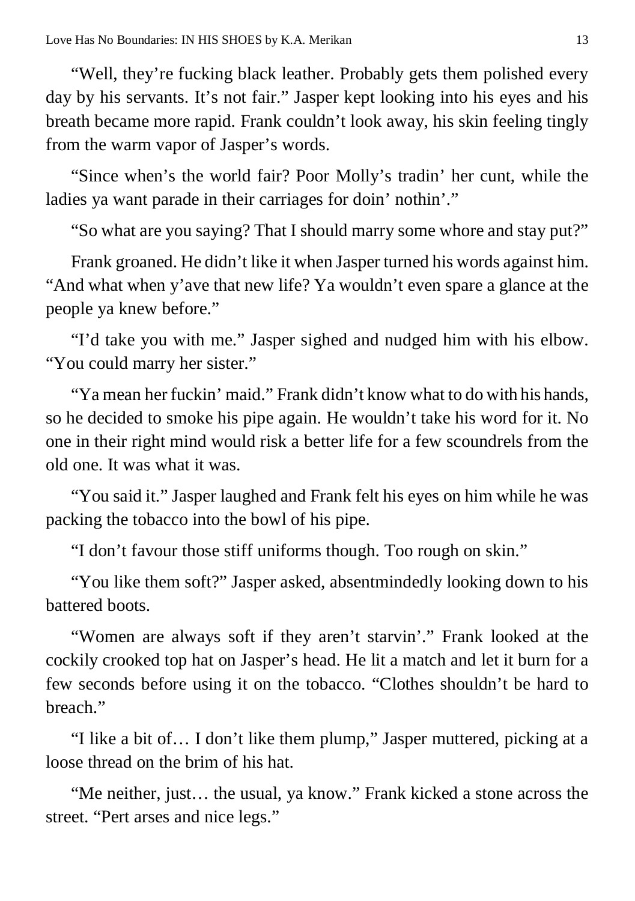"Well, they're fucking black leather. Probably gets them polished every day by his servants. It's not fair." Jasper kept looking into his eyes and his breath became more rapid. Frank couldn't look away, his skin feeling tingly from the warm vapor of Jasper's words.

"Since when's the world fair? Poor Molly's tradin' her cunt, while the ladies ya want parade in their carriages for doin' nothin'."

"So what are you saying? That I should marry some whore and stay put?"

Frank groaned. He didn't like it when Jasper turned his words against him. "And what when y'ave that new life? Ya wouldn't even spare a glance at the people ya knew before."

"I'd take you with me." Jasper sighed and nudged him with his elbow. "You could marry her sister."

"Ya mean her fuckin' maid." Frank didn't know what to do with his hands, so he decided to smoke his pipe again. He wouldn't take his word for it. No one in their right mind would risk a better life for a few scoundrels from the old one. It was what it was.

"You said it." Jasper laughed and Frank felt his eyes on him while he was packing the tobacco into the bowl of his pipe.

"I don't favour those stiff uniforms though. Too rough on skin."

"You like them soft?" Jasper asked, absentmindedly looking down to his battered boots.

"Women are always soft if they aren't starvin'." Frank looked at the cockily crooked top hat on Jasper's head. He lit a match and let it burn for a few seconds before using it on the tobacco. "Clothes shouldn't be hard to breach."

"I like a bit of… I don't like them plump," Jasper muttered, picking at a loose thread on the brim of his hat.

"Me neither, just… the usual, ya know." Frank kicked a stone across the street. "Pert arses and nice legs."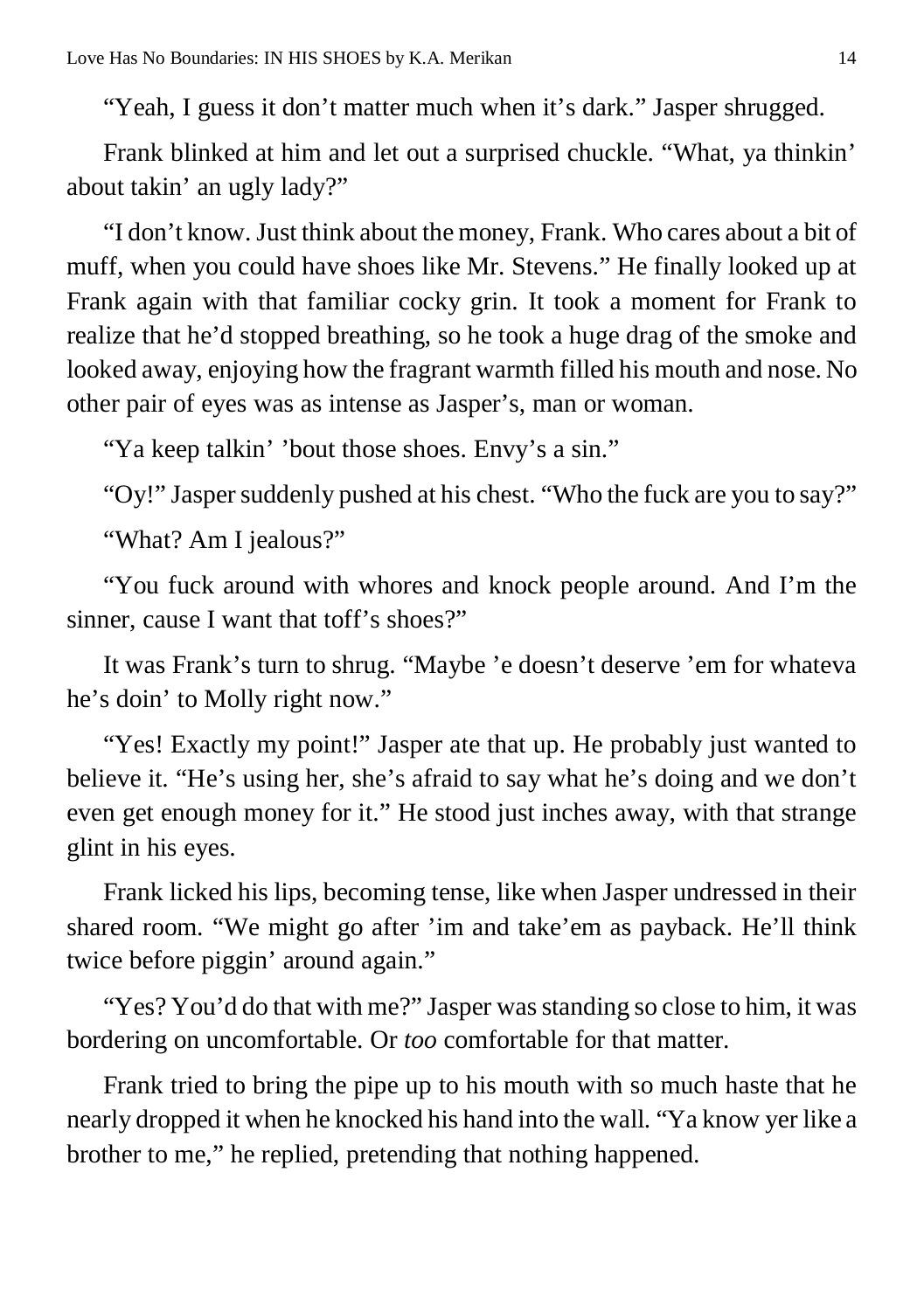“Yeah, I guess it don’t matter much when it’s dark.” Jasper shrugged.

Frank blinked at him and let out a surprised chuckle. “What, ya thinkin’ about takin’ an ugly lady?”

“I don’t know. Just think about the money, Frank. Who cares about a bit of muff, when you could have shoes like Mr. Stevens.” He finally looked up at Frank again with that familiar cocky grin. It took a moment for Frank to realize that he’d stopped breathing, so he took a huge drag of the smoke and looked away, enjoying how the fragrant warmth filled his mouth and nose. No other pair of eyes was as intense as Jasper’s, man or woman.

“Ya keep talkin’ ’bout those shoes. Envy’s a sin.”

“Oy!” Jasper suddenly pushed at his chest. “Who the fuck are you to say?”

“What? Am I jealous?”

“You fuck around with whores and knock people around. And I’m the sinner, cause I want that toff’s shoes?”

It was Frank’s turn to shrug. “Maybe ’e doesn’t deserve ’em for whateva he’s doin’ to Molly right now.”

“Yes! Exactly my point!” Jasper ate that up. He probably just wanted to believe it. “He’s using her, she’s afraid to say what he’s doing and we don’t even get enough money for it.” He stood just inches away, with that strange glint in his eyes.

Frank licked his lips, becoming tense, like when Jasper undressed in their shared room. “We might go after ’im and take’em as payback. He’ll think twice before piggin’ around again.”

“Yes? You’d do that with me?” Jasper was standing so close to him, it was bordering on uncomfortable. Or *too* comfortable for that matter.

Frank tried to bring the pipe up to his mouth with so much haste that he nearly dropped it when he knocked his hand into the wall. “Ya know yer like a brother to me,” he replied, pretending that nothing happened.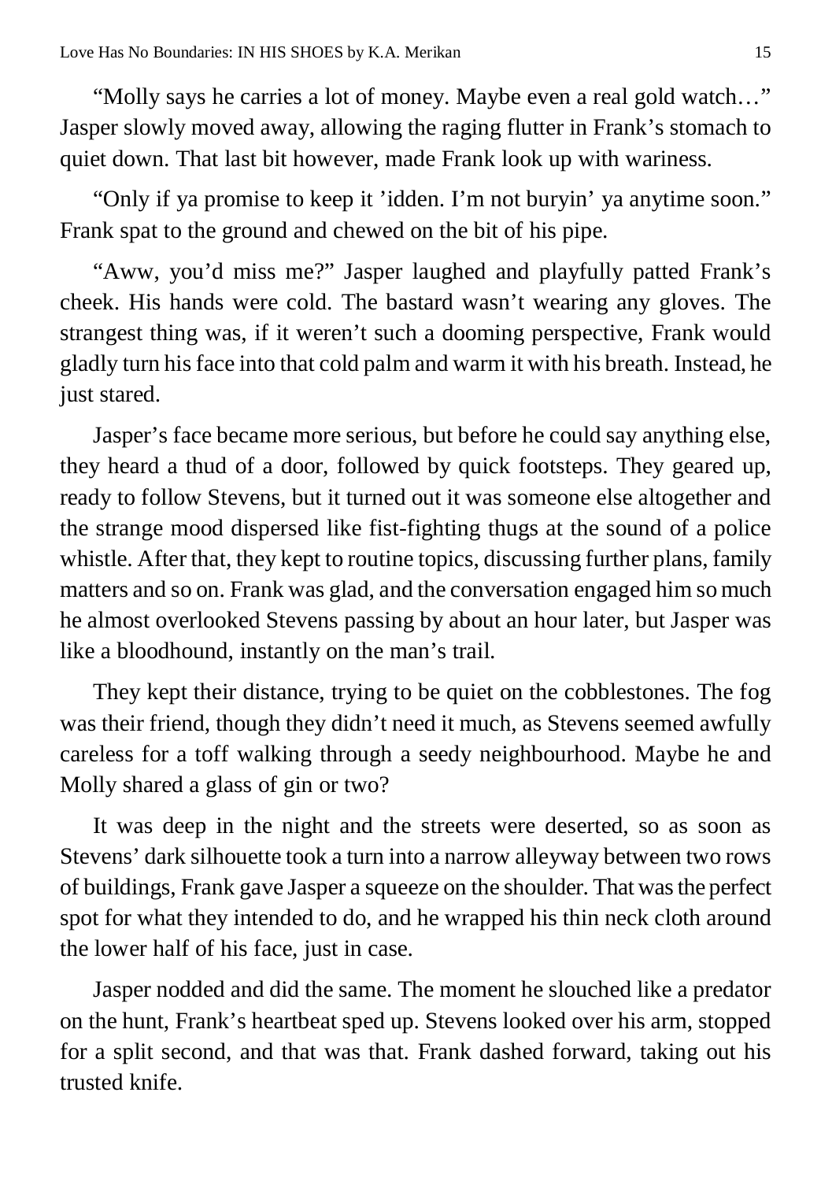"Molly says he carries a lot of money. Maybe even a real gold watch…" Jasper slowly moved away, allowing the raging flutter in Frank's stomach to quiet down. That last bit however, made Frank look up with wariness.

"Only if ya promise to keep it 'idden. I'm not buryin' ya anytime soon." Frank spat to the ground and chewed on the bit of his pipe.

"Aww, you'd miss me?" Jasper laughed and playfully patted Frank's cheek. His hands were cold. The bastard wasn't wearing any gloves. The strangest thing was, if it weren't such a dooming perspective, Frank would gladly turn his face into that cold palm and warm it with his breath. Instead, he just stared.

Jasper's face became more serious, but before he could say anything else, they heard a thud of a door, followed by quick footsteps. They geared up, ready to follow Stevens, but it turned out it was someone else altogether and the strange mood dispersed like fist-fighting thugs at the sound of a police whistle. After that, they kept to routine topics, discussing further plans, family matters and so on. Frank was glad, and the conversation engaged him so much he almost overlooked Stevens passing by about an hour later, but Jasper was like a bloodhound, instantly on the man's trail.

They kept their distance, trying to be quiet on the cobblestones. The fog was their friend, though they didn't need it much, as Stevens seemed awfully careless for a toff walking through a seedy neighbourhood. Maybe he and Molly shared a glass of gin or two?

It was deep in the night and the streets were deserted, so as soon as Stevens' dark silhouette took a turn into a narrow alleyway between two rows of buildings, Frank gave Jasper a squeeze on the shoulder. That was the perfect spot for what they intended to do, and he wrapped his thin neck cloth around the lower half of his face, just in case.

Jasper nodded and did the same. The moment he slouched like a predator on the hunt, Frank's heartbeat sped up. Stevens looked over his arm, stopped for a split second, and that was that. Frank dashed forward, taking out his trusted knife.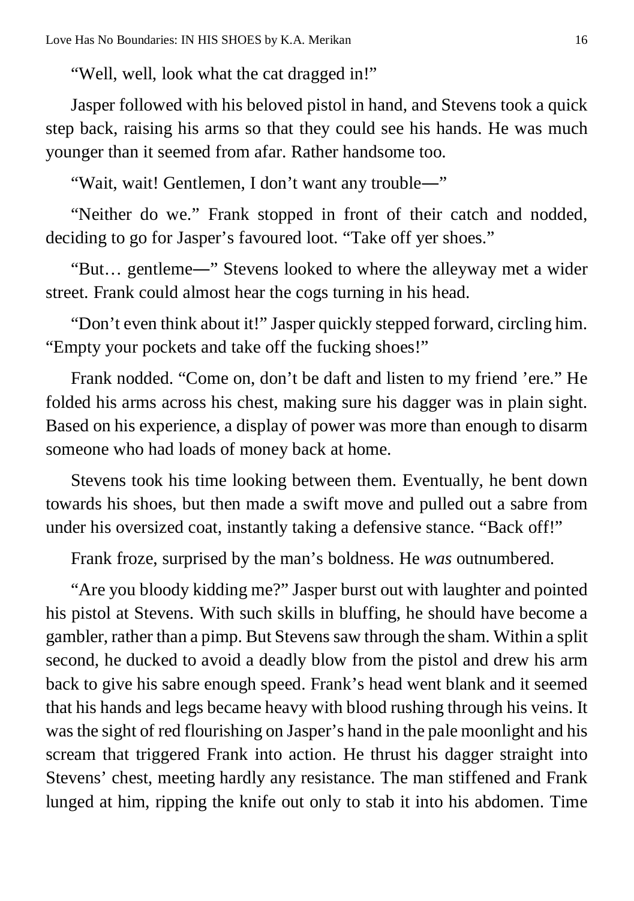"Well, well, look what the cat dragged in!"

Jasper followed with his beloved pistol in hand, and Stevens took a quick step back, raising his arms so that they could see his hands. He was much younger than it seemed from afar. Rather handsome too.

"Wait, wait! Gentlemen, I don't want any trouble—"

"Neither do we." Frank stopped in front of their catch and nodded, deciding to go for Jasper's favoured loot. "Take off yer shoes."

"But… gentleme—" Stevens looked to where the alleyway met a wider street. Frank could almost hear the cogs turning in his head.

"Don't even think about it!" Jasper quickly stepped forward, circling him. "Empty your pockets and take off the fucking shoes!"

Frank nodded. "Come on, don't be daft and listen to my friend 'ere." He folded his arms across his chest, making sure his dagger was in plain sight. Based on his experience, a display of power was more than enough to disarm someone who had loads of money back at home.

Stevens took his time looking between them. Eventually, he bent down towards his shoes, but then made a swift move and pulled out a sabre from under his oversized coat, instantly taking a defensive stance. "Back off!"

Frank froze, surprised by the man's boldness. He *was* outnumbered.

"Are you bloody kidding me?" Jasper burst out with laughter and pointed his pistol at Stevens. With such skills in bluffing, he should have become a gambler, rather than a pimp. But Stevens saw through the sham. Within a split second, he ducked to avoid a deadly blow from the pistol and drew his arm back to give his sabre enough speed. Frank's head went blank and it seemed that his hands and legs became heavy with blood rushing through his veins. It was the sight of red flourishing on Jasper's hand in the pale moonlight and his scream that triggered Frank into action. He thrust his dagger straight into Stevens' chest, meeting hardly any resistance. The man stiffened and Frank lunged at him, ripping the knife out only to stab it into his abdomen. Time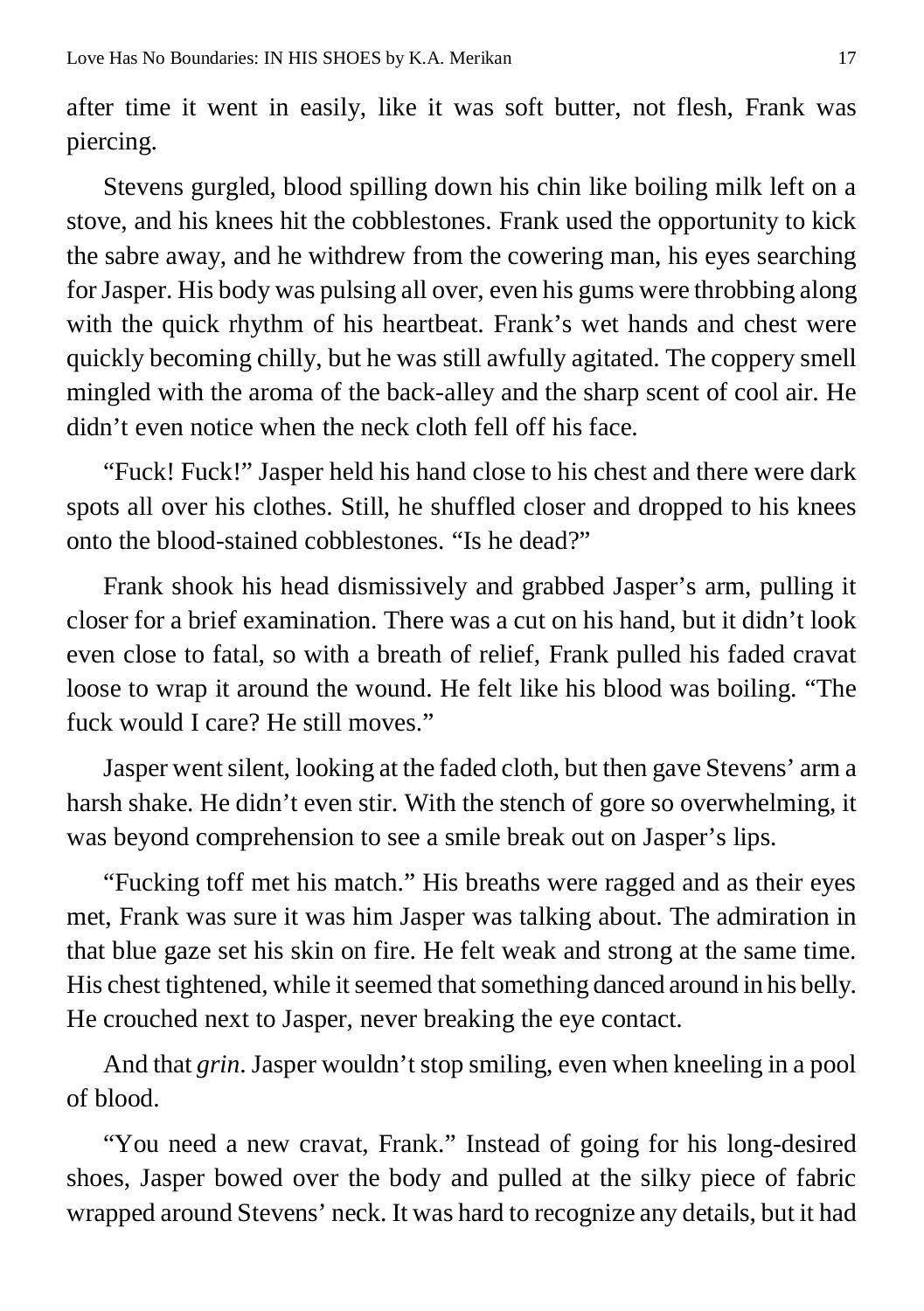after time it went in easily, like it was soft butter, not flesh, Frank was piercing.

Stevens gurgled, blood spilling down his chin like boiling milk left on a stove, and his knees hit the cobblestones. Frank used the opportunity to kick the sabre away, and he withdrew from the cowering man, his eyes searching for Jasper. His body was pulsing all over, even his gums were throbbing along with the quick rhythm of his heartbeat. Frank's wet hands and chest were quickly becoming chilly, but he was still awfully agitated. The coppery smell mingled with the aroma of the back-alley and the sharp scent of cool air. He didn't even notice when the neck cloth fell off his face.

"Fuck! Fuck!" Jasper held his hand close to his chest and there were dark spots all over his clothes. Still, he shuffled closer and dropped to his knees onto the blood-stained cobblestones. "Is he dead?"

Frank shook his head dismissively and grabbed Jasper's arm, pulling it closer for a brief examination. There was a cut on his hand, but it didn't look even close to fatal, so with a breath of relief, Frank pulled his faded cravat loose to wrap it around the wound. He felt like his blood was boiling. "The fuck would I care? He still moves."

Jasper went silent, looking at the faded cloth, but then gave Stevens' arm a harsh shake. He didn't even stir. With the stench of gore so overwhelming, it was beyond comprehension to see a smile break out on Jasper's lips.

"Fucking toff met his match." His breaths were ragged and as their eyes met, Frank was sure it was him Jasper was talking about. The admiration in that blue gaze set his skin on fire. He felt weak and strong at the same time. His chest tightened, while it seemed that something danced around in his belly. He crouched next to Jasper, never breaking the eye contact.

And that *grin*. Jasper wouldn't stop smiling, even when kneeling in a pool of blood.

"You need a new cravat, Frank." Instead of going for his long-desired shoes, Jasper bowed over the body and pulled at the silky piece of fabric wrapped around Stevens' neck. It was hard to recognize any details, but it had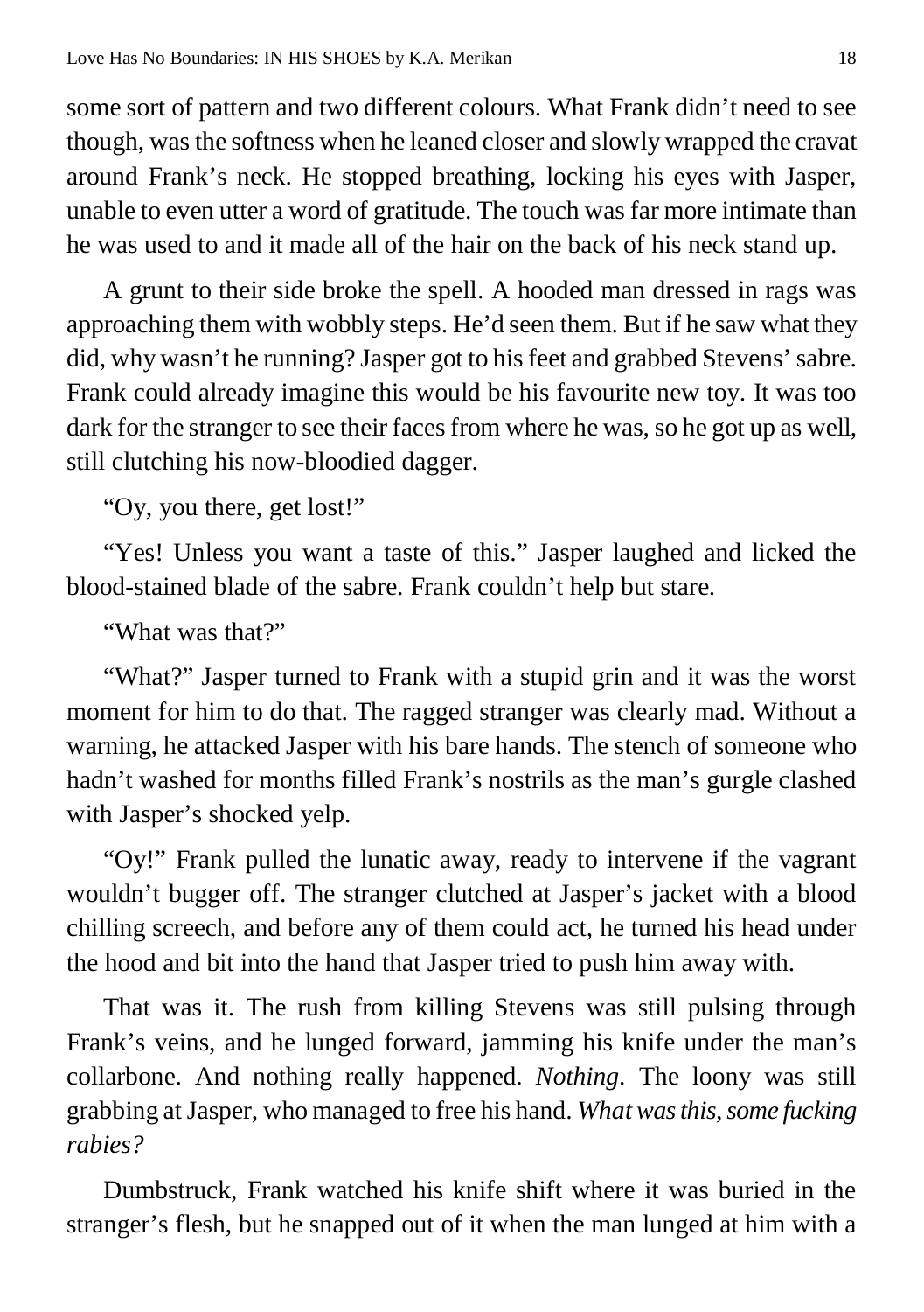some sort of pattern and two different colours. What Frank didn't need to see though, was the softness when he leaned closer and slowly wrapped the cravat around Frank's neck. He stopped breathing, locking his eyes with Jasper, unable to even utter a word of gratitude. The touch was far more intimate than he was used to and it made all of the hair on the back of his neck stand up.

A grunt to their side broke the spell. A hooded man dressed in rags was approaching them with wobbly steps. He'd seen them. But if he saw what they did, why wasn't he running? Jasper got to his feet and grabbed Stevens' sabre. Frank could already imagine this would be his favourite new toy. It was too dark for the stranger to see their faces from where he was, so he got up as well, still clutching his now-bloodied dagger.

"Oy, you there, get lost!"

"Yes! Unless you want a taste of this." Jasper laughed and licked the blood-stained blade of the sabre. Frank couldn't help but stare.

"What was that?"

"What?" Jasper turned to Frank with a stupid grin and it was the worst moment for him to do that. The ragged stranger was clearly mad. Without a warning, he attacked Jasper with his bare hands. The stench of someone who hadn't washed for months filled Frank's nostrils as the man's gurgle clashed with Jasper's shocked yelp.

"Oy!" Frank pulled the lunatic away, ready to intervene if the vagrant wouldn't bugger off. The stranger clutched at Jasper's jacket with a blood chilling screech, and before any of them could act, he turned his head under the hood and bit into the hand that Jasper tried to push him away with.

That was it. The rush from killing Stevens was still pulsing through Frank's veins, and he lunged forward, jamming his knife under the man's collarbone. And nothing really happened. *Nothing*. The loony was still grabbing at Jasper, who managed to free his hand. *What was this, some fucking rabies?*

Dumbstruck, Frank watched his knife shift where it was buried in the stranger's flesh, but he snapped out of it when the man lunged at him with a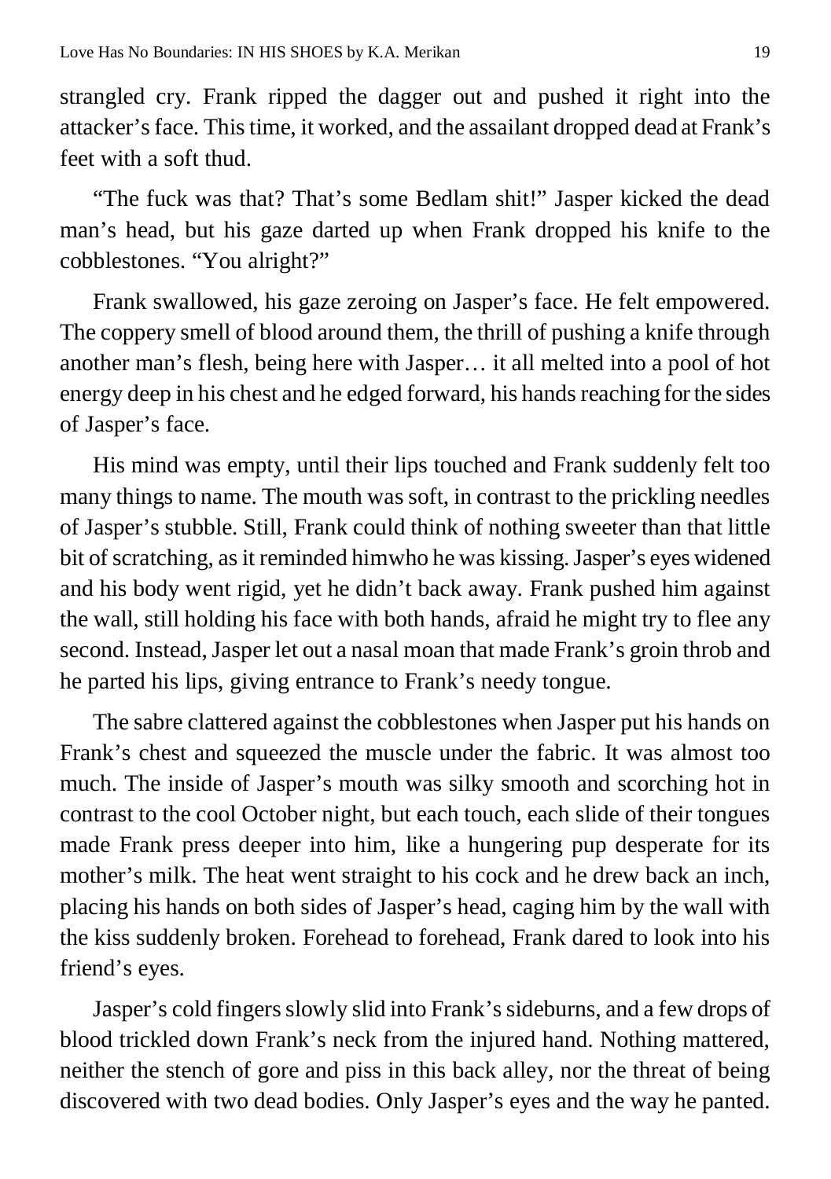strangled cry. Frank ripped the dagger out and pushed it right into the attacker's face. This time, it worked, and the assailant dropped dead at Frank's feet with a soft thud.

"The fuck was that? That's some Bedlam shit!" Jasper kicked the dead man's head, but his gaze darted up when Frank dropped his knife to the cobblestones. "You alright?"

Frank swallowed, his gaze zeroing on Jasper's face. He felt empowered. The coppery smell of blood around them, the thrill of pushing a knife through another man's flesh, being here with Jasper… it all melted into a pool of hot energy deep in his chest and he edged forward, his hands reaching for the sides of Jasper's face.

His mind was empty, until their lips touched and Frank suddenly felt too many things to name. The mouth was soft, in contrast to the prickling needles of Jasper's stubble. Still, Frank could think of nothing sweeter than that little bit of scratching, as it reminded himwho he was kissing. Jasper's eyes widened and his body went rigid, yet he didn't back away. Frank pushed him against the wall, still holding his face with both hands, afraid he might try to flee any second. Instead, Jasper let out a nasal moan that made Frank's groin throb and he parted his lips, giving entrance to Frank's needy tongue.

The sabre clattered against the cobblestones when Jasper put his hands on Frank's chest and squeezed the muscle under the fabric. It was almost too much. The inside of Jasper's mouth was silky smooth and scorching hot in contrast to the cool October night, but each touch, each slide of their tongues made Frank press deeper into him, like a hungering pup desperate for its mother's milk. The heat went straight to his cock and he drew back an inch, placing his hands on both sides of Jasper's head, caging him by the wall with the kiss suddenly broken. Forehead to forehead, Frank dared to look into his friend's eyes.

Jasper's cold fingers slowly slid into Frank's sideburns, and a few drops of blood trickled down Frank's neck from the injured hand. Nothing mattered, neither the stench of gore and piss in this back alley, nor the threat of being discovered with two dead bodies. Only Jasper's eyes and the way he panted.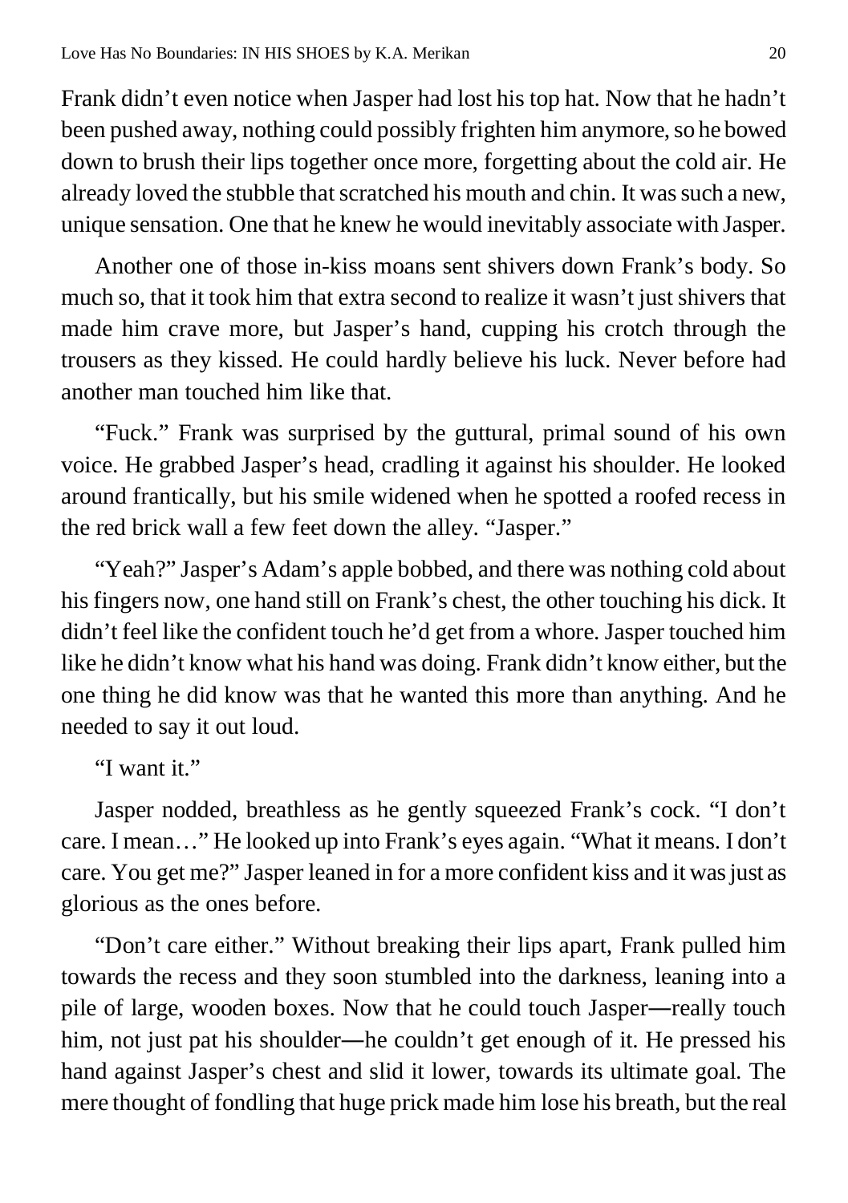Frank didn't even notice when Jasper had lost his top hat. Now that he hadn't been pushed away, nothing could possibly frighten him anymore, so he bowed down to brush their lips together once more, forgetting about the cold air. He already loved the stubble that scratched his mouth and chin. It was such a new, unique sensation. One that he knew he would inevitably associate with Jasper.

Another one of those in-kiss moans sent shivers down Frank's body. So much so, that it took him that extra second to realize it wasn't just shivers that made him crave more, but Jasper's hand, cupping his crotch through the trousers as they kissed. He could hardly believe his luck. Never before had another man touched him like that.

"Fuck." Frank was surprised by the guttural, primal sound of his own voice. He grabbed Jasper's head, cradling it against his shoulder. He looked around frantically, but his smile widened when he spotted a roofed recess in the red brick wall a few feet down the alley. "Jasper."

"Yeah?" Jasper's Adam's apple bobbed, and there was nothing cold about his fingers now, one hand still on Frank's chest, the other touching his dick. It didn't feel like the confident touch he'd get from a whore. Jasper touched him like he didn't know what his hand was doing. Frank didn't know either, but the one thing he did know was that he wanted this more than anything. And he needed to say it out loud.

"I want it."

Jasper nodded, breathless as he gently squeezed Frank's cock. "I don't care. I mean…" He looked up into Frank's eyes again. "What it means. I don't care. You get me?" Jasper leaned in for a more confident kiss and it was just as glorious as the ones before.

"Don't care either." Without breaking their lips apart, Frank pulled him towards the recess and they soon stumbled into the darkness, leaning into a pile of large, wooden boxes. Now that he could touch Jasper—really touch him, not just pat his shoulder—he couldn't get enough of it. He pressed his hand against Jasper's chest and slid it lower, towards its ultimate goal. The mere thought of fondling that huge prick made him lose his breath, but the real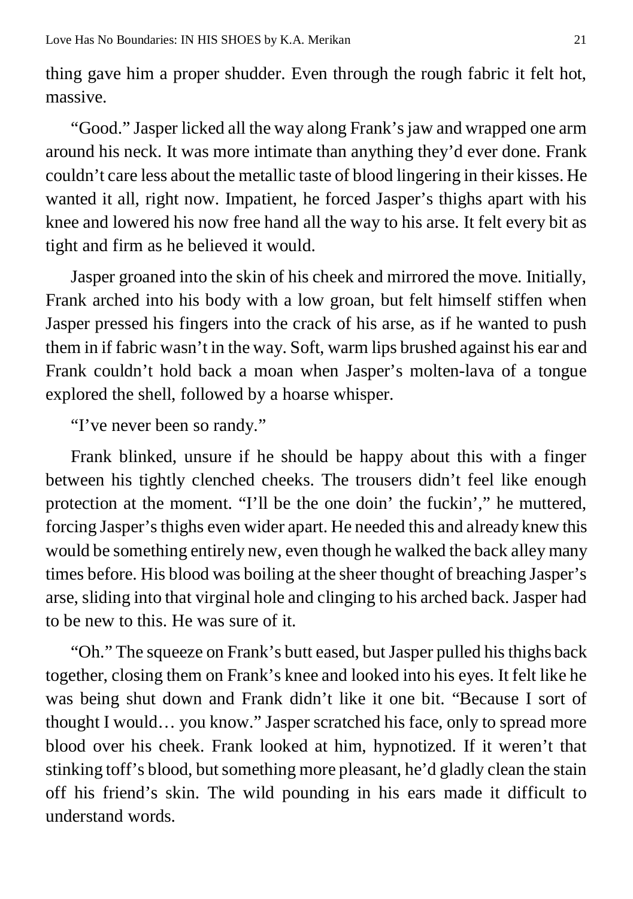thing gave him a proper shudder. Even through the rough fabric it felt hot, massive.

"Good." Jasper licked all the way along Frank's jaw and wrapped one arm around his neck. It was more intimate than anything they'd ever done. Frank couldn't care less about the metallic taste of blood lingering in their kisses. He wanted it all, right now. Impatient, he forced Jasper's thighs apart with his knee and lowered his now free hand all the way to his arse. It felt every bit as tight and firm as he believed it would.

Jasper groaned into the skin of his cheek and mirrored the move. Initially, Frank arched into his body with a low groan, but felt himself stiffen when Jasper pressed his fingers into the crack of his arse, as if he wanted to push them in if fabric wasn't in the way. Soft, warm lips brushed against his ear and Frank couldn't hold back a moan when Jasper's molten-lava of a tongue explored the shell, followed by a hoarse whisper.

"I've never been so randy."

Frank blinked, unsure if he should be happy about this with a finger between his tightly clenched cheeks. The trousers didn't feel like enough protection at the moment. "I'll be the one doin' the fuckin'," he muttered, forcing Jasper's thighs even wider apart. He needed this and already knew this would be something entirely new, even though he walked the back alley many times before. His blood was boiling at the sheer thought of breaching Jasper's arse, sliding into that virginal hole and clinging to his arched back. Jasper had to be new to this. He was sure of it.

"Oh." The squeeze on Frank's butt eased, but Jasper pulled his thighs back together, closing them on Frank's knee and looked into his eyes. It felt like he was being shut down and Frank didn't like it one bit. "Because I sort of thought I would… you know." Jasper scratched his face, only to spread more blood over his cheek. Frank looked at him, hypnotized. If it weren't that stinking toff's blood, but something more pleasant, he'd gladly clean the stain off his friend's skin. The wild pounding in his ears made it difficult to understand words.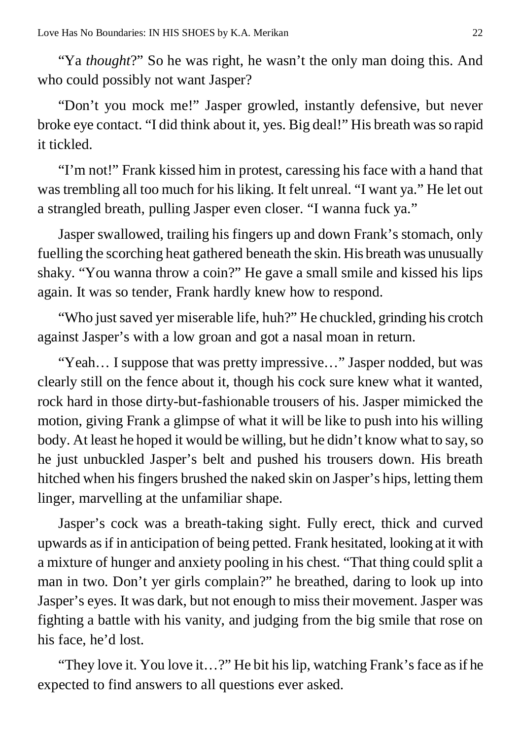"Ya *thought*?" So he was right, he wasn't the only man doing this. And who could possibly not want Jasper?

"Don't you mock me!" Jasper growled, instantly defensive, but never broke eye contact. "I did think about it, yes. Big deal!" His breath was so rapid it tickled.

"I'm not!" Frank kissed him in protest, caressing his face with a hand that was trembling all too much for his liking. It felt unreal. "I want ya." He let out a strangled breath, pulling Jasper even closer. "I wanna fuck ya."

Jasper swallowed, trailing his fingers up and down Frank's stomach, only fuelling the scorching heat gathered beneath the skin. His breath was unusually shaky. "You wanna throw a coin?" He gave a small smile and kissed his lips again. It was so tender, Frank hardly knew how to respond.

"Who just saved yer miserable life, huh?" He chuckled, grinding his crotch against Jasper's with a low groan and got a nasal moan in return.

"Yeah… I suppose that was pretty impressive…" Jasper nodded, but was clearly still on the fence about it, though his cock sure knew what it wanted, rock hard in those dirty-but-fashionable trousers of his. Jasper mimicked the motion, giving Frank a glimpse of what it will be like to push into his willing body. At least he hoped it would be willing, but he didn't know what to say, so he just unbuckled Jasper's belt and pushed his trousers down. His breath hitched when his fingers brushed the naked skin on Jasper's hips, letting them linger, marvelling at the unfamiliar shape.

Jasper's cock was a breath-taking sight. Fully erect, thick and curved upwards as if in anticipation of being petted. Frank hesitated, looking at it with a mixture of hunger and anxiety pooling in his chest. "That thing could split a man in two. Don't yer girls complain?" he breathed, daring to look up into Jasper's eyes. It was dark, but not enough to miss their movement. Jasper was fighting a battle with his vanity, and judging from the big smile that rose on his face, he'd lost.

"They love it. You love it…?" He bit his lip, watching Frank's face as if he expected to find answers to all questions ever asked.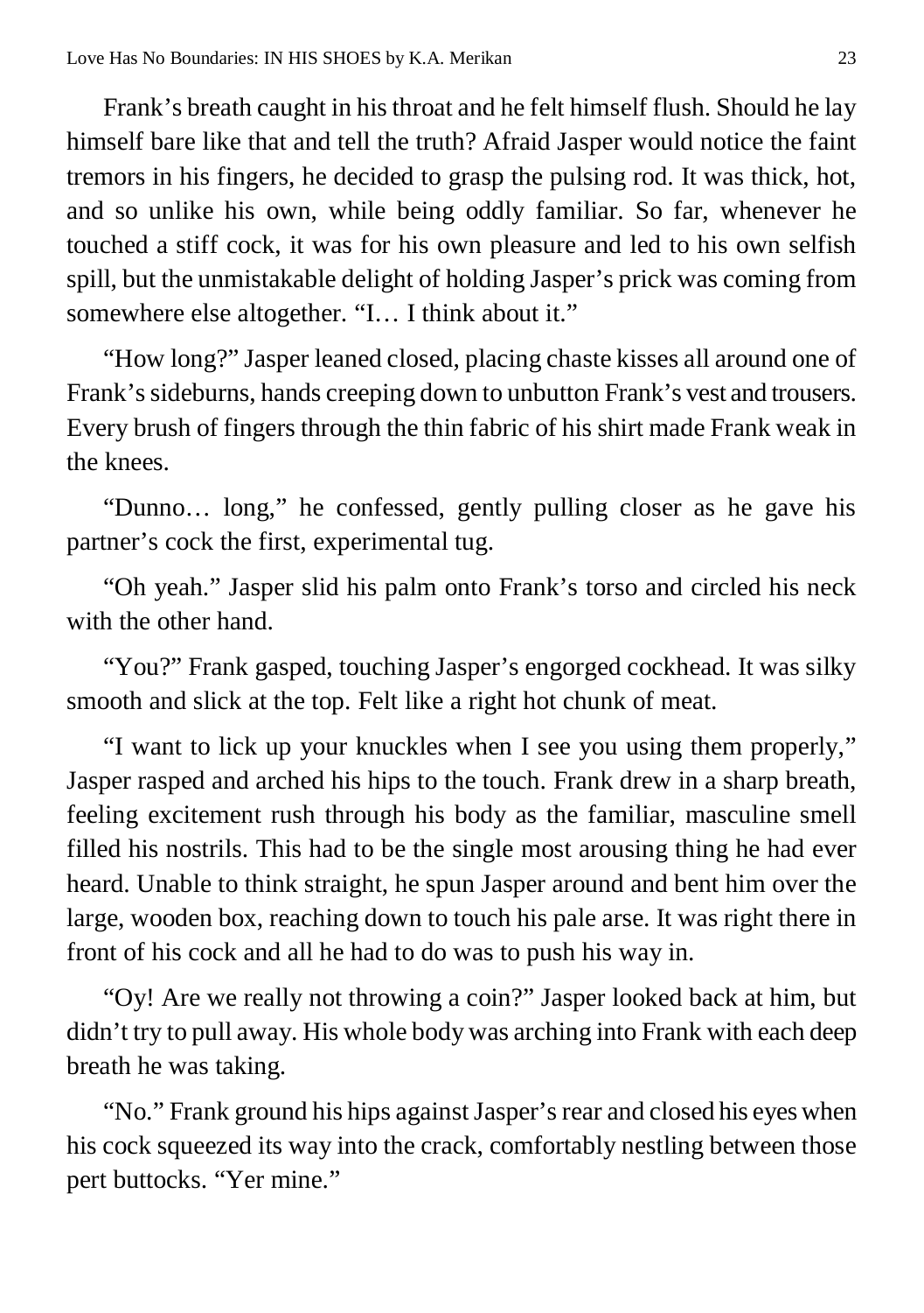Frank's breath caught in his throat and he felt himself flush. Should he lay himself bare like that and tell the truth? Afraid Jasper would notice the faint tremors in his fingers, he decided to grasp the pulsing rod. It was thick, hot, and so unlike his own, while being oddly familiar. So far, whenever he touched a stiff cock, it was for his own pleasure and led to his own selfish spill, but the unmistakable delight of holding Jasper's prick was coming from somewhere else altogether. "I… I think about it."

"How long?" Jasper leaned closed, placing chaste kisses all around one of Frank's sideburns, hands creeping down to unbutton Frank's vest and trousers. Every brush of fingers through the thin fabric of his shirt made Frank weak in the knees.

"Dunno… long," he confessed, gently pulling closer as he gave his partner's cock the first, experimental tug.

"Oh yeah." Jasper slid his palm onto Frank's torso and circled his neck with the other hand.

"You?" Frank gasped, touching Jasper's engorged cockhead. It was silky smooth and slick at the top. Felt like a right hot chunk of meat.

"I want to lick up your knuckles when I see you using them properly," Jasper rasped and arched his hips to the touch. Frank drew in a sharp breath, feeling excitement rush through his body as the familiar, masculine smell filled his nostrils. This had to be the single most arousing thing he had ever heard. Unable to think straight, he spun Jasper around and bent him over the large, wooden box, reaching down to touch his pale arse. It was right there in front of his cock and all he had to do was to push his way in.

"Oy! Are we really not throwing a coin?" Jasper looked back at him, but didn't try to pull away. His whole body was arching into Frank with each deep breath he was taking.

"No." Frank ground his hips against Jasper's rear and closed his eyes when his cock squeezed its way into the crack, comfortably nestling between those pert buttocks. "Yer mine."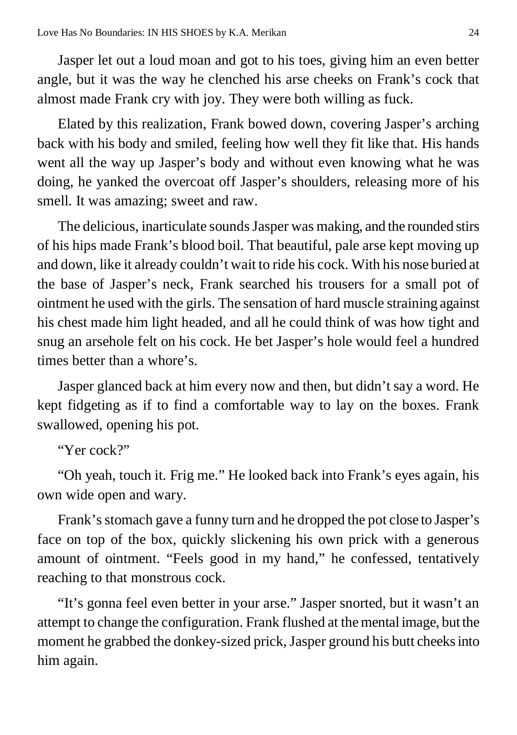Jasper let out a loud moan and got to his toes, giving him an even better angle, but it was the way he clenched his arse cheeks on Frank's cock that almost made Frank cry with joy. They were both willing as fuck.

Elated by this realization, Frank bowed down, covering Jasper's arching back with his body and smiled, feeling how well they fit like that. His hands went all the way up Jasper's body and without even knowing what he was doing, he yanked the overcoat off Jasper's shoulders, releasing more of his smell. It was amazing; sweet and raw.

The delicious, inarticulate sounds Jasper was making, and the rounded stirs of his hips made Frank's blood boil. That beautiful, pale arse kept moving up and down, like it already couldn't wait to ride his cock. With his nose buried at the base of Jasper's neck, Frank searched his trousers for a small pot of ointment he used with the girls. The sensation of hard muscle straining against his chest made him light headed, and all he could think of was how tight and snug an arsehole felt on his cock. He bet Jasper's hole would feel a hundred times better than a whore's.

Jasper glanced back at him every now and then, but didn't say a word. He kept fidgeting as if to find a comfortable way to lay on the boxes. Frank swallowed, opening his pot.

"Yer cock?"

"Oh yeah, touch it. Frig me." He looked back into Frank's eyes again, his own wide open and wary.

Frank's stomach gave a funny turn and he dropped the pot close to Jasper's face on top of the box, quickly slickening his own prick with a generous amount of ointment. "Feels good in my hand," he confessed, tentatively reaching to that monstrous cock.

"It's gonna feel even better in your arse." Jasper snorted, but it wasn't an attempt to change the configuration. Frank flushed at the mental image, but the moment he grabbed the donkey-sized prick, Jasper ground his butt cheeks into him again.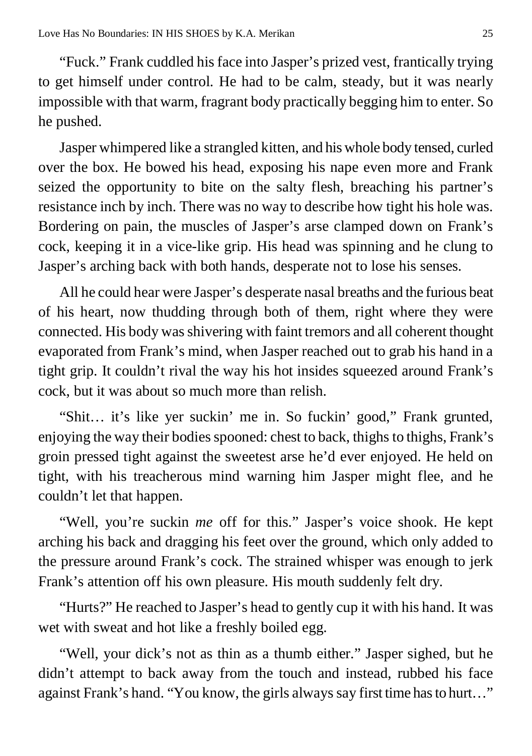"Fuck." Frank cuddled his face into Jasper's prized vest, frantically trying to get himself under control. He had to be calm, steady, but it was nearly impossible with that warm, fragrant body practically begging him to enter. So he pushed.

Jasper whimpered like a strangled kitten, and his whole body tensed, curled over the box. He bowed his head, exposing his nape even more and Frank seized the opportunity to bite on the salty flesh, breaching his partner's resistance inch by inch. There was no way to describe how tight his hole was. Bordering on pain, the muscles of Jasper's arse clamped down on Frank's cock, keeping it in a vice-like grip. His head was spinning and he clung to Jasper's arching back with both hands, desperate not to lose his senses.

All he could hear were Jasper's desperate nasal breaths and the furious beat of his heart, now thudding through both of them, right where they were connected. His body was shivering with faint tremors and all coherent thought evaporated from Frank's mind, when Jasper reached out to grab his hand in a tight grip. It couldn't rival the way his hot insides squeezed around Frank's cock, but it was about so much more than relish.

"Shit… it's like yer suckin' me in. So fuckin' good," Frank grunted, enjoying the way their bodies spooned: chest to back, thighs to thighs, Frank's groin pressed tight against the sweetest arse he'd ever enjoyed. He held on tight, with his treacherous mind warning him Jasper might flee, and he couldn't let that happen.

"Well, you're suckin *me* off for this." Jasper's voice shook. He kept arching his back and dragging his feet over the ground, which only added to the pressure around Frank's cock. The strained whisper was enough to jerk Frank's attention off his own pleasure. His mouth suddenly felt dry.

"Hurts?" He reached to Jasper's head to gently cup it with his hand. It was wet with sweat and hot like a freshly boiled egg.

"Well, your dick's not as thin as a thumb either." Jasper sighed, but he didn't attempt to back away from the touch and instead, rubbed his face against Frank's hand. "You know, the girls always say first time has to hurt…"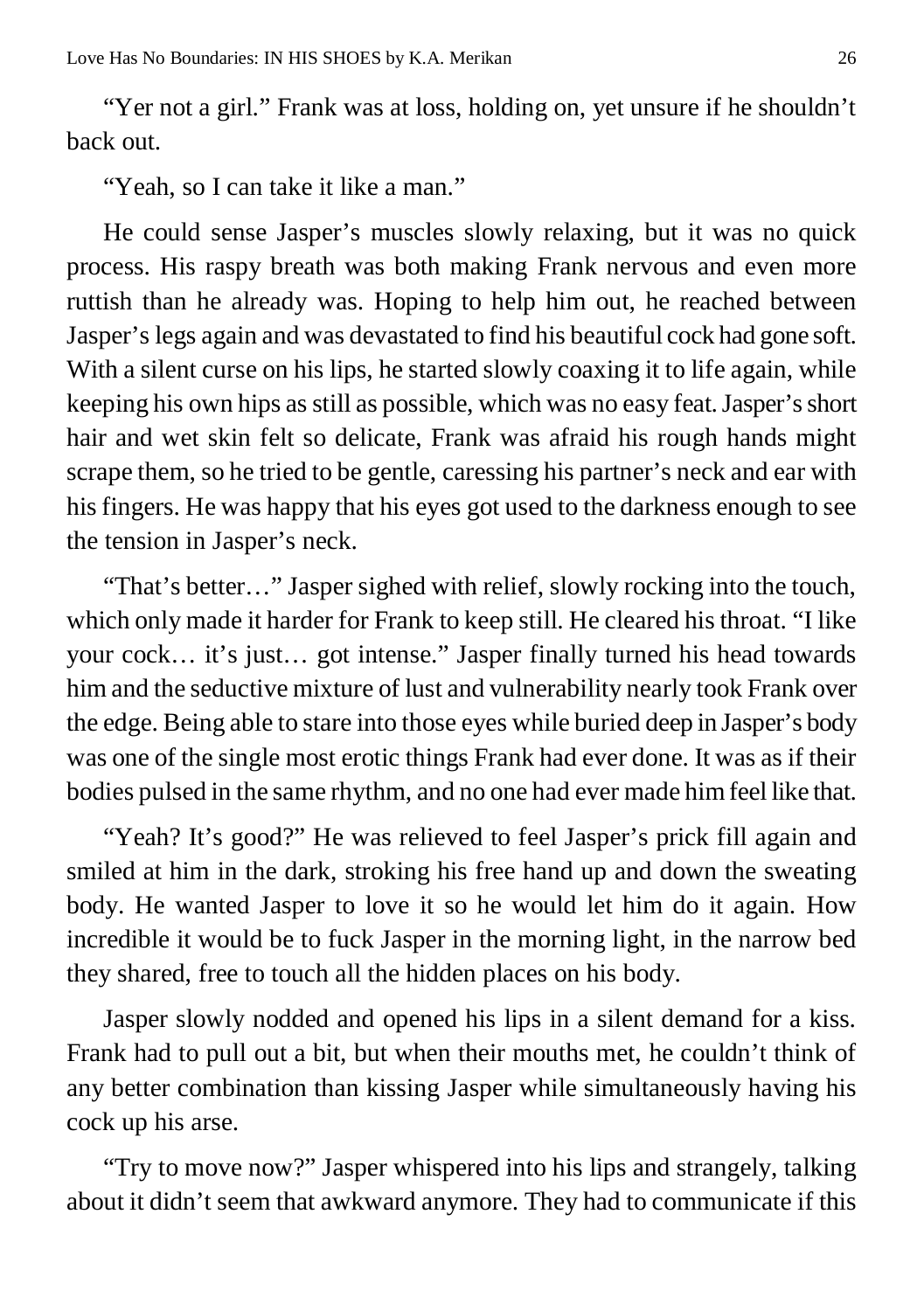"Yer not a girl." Frank was at loss, holding on, yet unsure if he shouldn't back out.

"Yeah, so I can take it like a man."

He could sense Jasper's muscles slowly relaxing, but it was no quick process. His raspy breath was both making Frank nervous and even more ruttish than he already was. Hoping to help him out, he reached between Jasper's legs again and was devastated to find his beautiful cock had gone soft. With a silent curse on his lips, he started slowly coaxing it to life again, while keeping his own hips as still as possible, which was no easy feat. Jasper's short hair and wet skin felt so delicate, Frank was afraid his rough hands might scrape them, so he tried to be gentle, caressing his partner's neck and ear with his fingers. He was happy that his eyes got used to the darkness enough to see the tension in Jasper's neck.

"That's better…" Jasper sighed with relief, slowly rocking into the touch, which only made it harder for Frank to keep still. He cleared his throat. "I like your cock… it's just… got intense." Jasper finally turned his head towards him and the seductive mixture of lust and vulnerability nearly took Frank over the edge. Being able to stare into those eyes while buried deep in Jasper's body was one of the single most erotic things Frank had ever done. It was as if their bodies pulsed in the same rhythm, and no one had ever made him feel like that.

"Yeah? It's good?" He was relieved to feel Jasper's prick fill again and smiled at him in the dark, stroking his free hand up and down the sweating body. He wanted Jasper to love it so he would let him do it again. How incredible it would be to fuck Jasper in the morning light, in the narrow bed they shared, free to touch all the hidden places on his body.

Jasper slowly nodded and opened his lips in a silent demand for a kiss. Frank had to pull out a bit, but when their mouths met, he couldn't think of any better combination than kissing Jasper while simultaneously having his cock up his arse.

"Try to move now?" Jasper whispered into his lips and strangely, talking about it didn't seem that awkward anymore. They had to communicate if this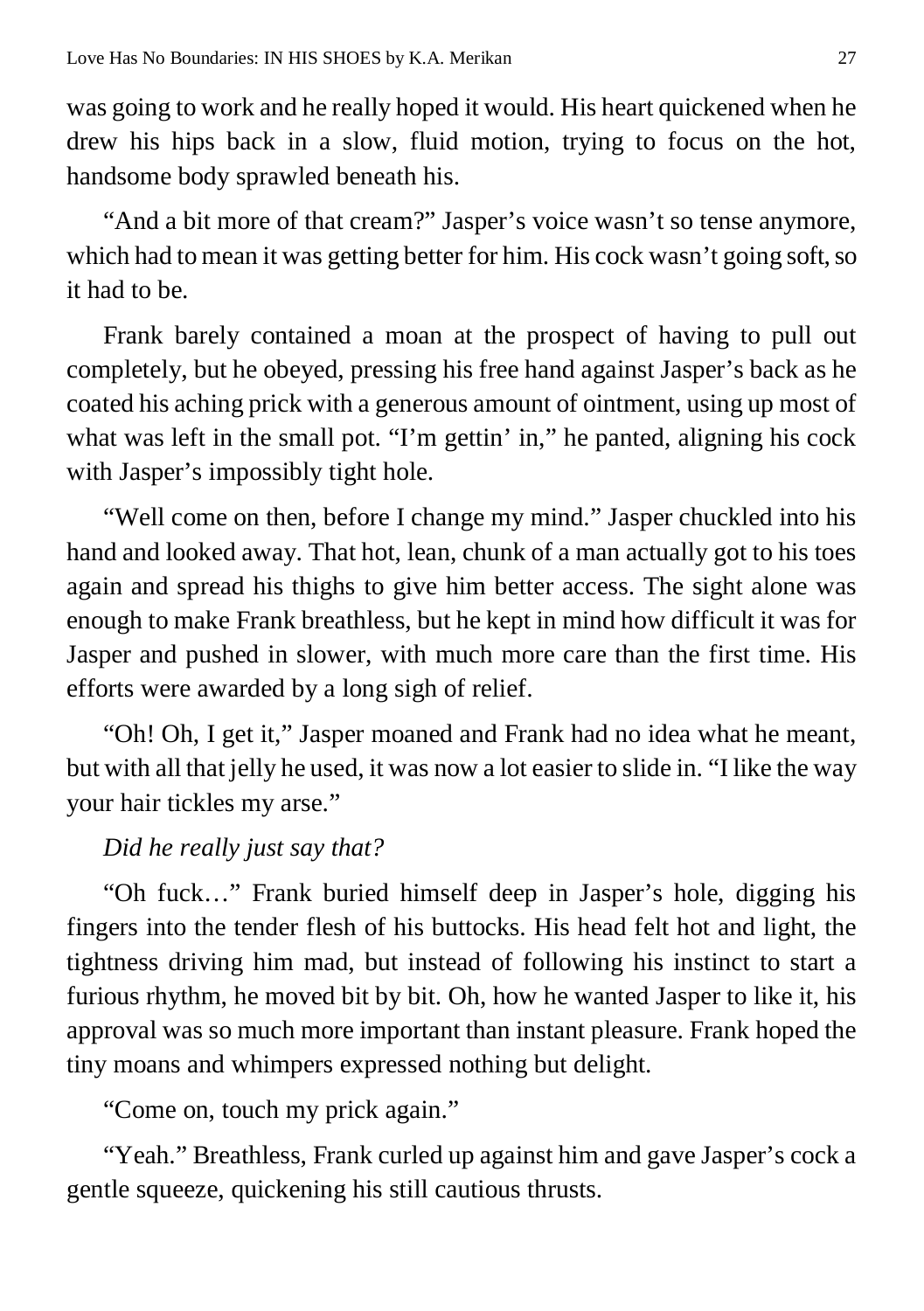was going to work and he really hoped it would. His heart quickened when he drew his hips back in a slow, fluid motion, trying to focus on the hot, handsome body sprawled beneath his.

"And a bit more of that cream?" Jasper's voice wasn't so tense anymore, which had to mean it was getting better for him. His cock wasn't going soft, so it had to be.

Frank barely contained a moan at the prospect of having to pull out completely, but he obeyed, pressing his free hand against Jasper's back as he coated his aching prick with a generous amount of ointment, using up most of what was left in the small pot. "I'm gettin' in," he panted, aligning his cock with Jasper's impossibly tight hole.

"Well come on then, before I change my mind." Jasper chuckled into his hand and looked away. That hot, lean, chunk of a man actually got to his toes again and spread his thighs to give him better access. The sight alone was enough to make Frank breathless, but he kept in mind how difficult it was for Jasper and pushed in slower, with much more care than the first time. His efforts were awarded by a long sigh of relief.

"Oh! Oh, I get it," Jasper moaned and Frank had no idea what he meant, but with all that jelly he used, it was now a lot easier to slide in. "I like the way your hair tickles my arse."

*Did he really just say that?*

"Oh fuck…" Frank buried himself deep in Jasper's hole, digging his fingers into the tender flesh of his buttocks. His head felt hot and light, the tightness driving him mad, but instead of following his instinct to start a furious rhythm, he moved bit by bit. Oh, how he wanted Jasper to like it, his approval was so much more important than instant pleasure. Frank hoped the tiny moans and whimpers expressed nothing but delight.

"Come on, touch my prick again."

"Yeah." Breathless, Frank curled up against him and gave Jasper's cock a gentle squeeze, quickening his still cautious thrusts.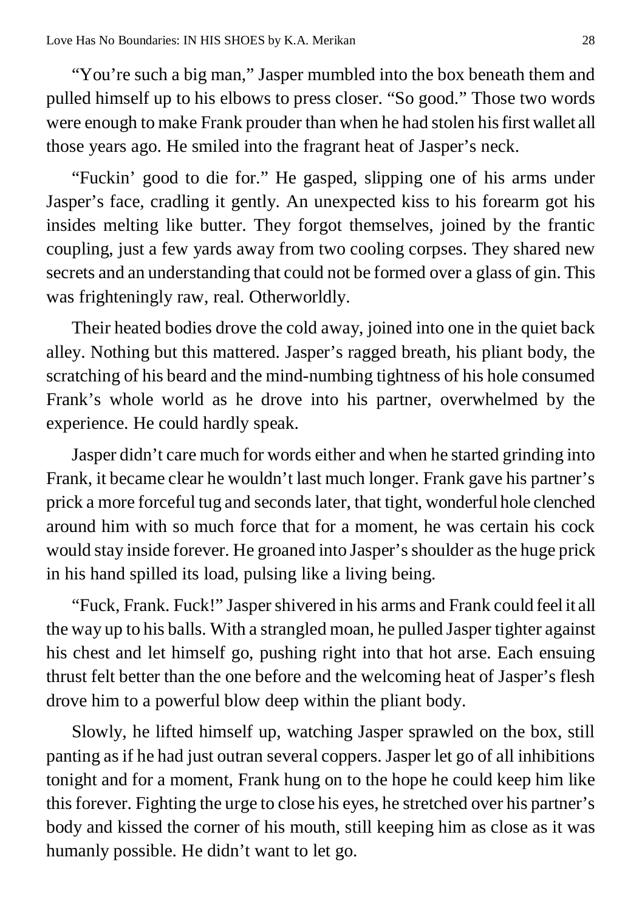"You're such a big man," Jasper mumbled into the box beneath them and pulled himself up to his elbows to press closer. "So good." Those two words were enough to make Frank prouder than when he had stolen his first wallet all those years ago. He smiled into the fragrant heat of Jasper's neck.

"Fuckin' good to die for." He gasped, slipping one of his arms under Jasper's face, cradling it gently. An unexpected kiss to his forearm got his insides melting like butter. They forgot themselves, joined by the frantic coupling, just a few yards away from two cooling corpses. They shared new secrets and an understanding that could not be formed over a glass of gin. This was frighteningly raw, real. Otherworldly.

Their heated bodies drove the cold away, joined into one in the quiet back alley. Nothing but this mattered. Jasper's ragged breath, his pliant body, the scratching of his beard and the mind-numbing tightness of his hole consumed Frank's whole world as he drove into his partner, overwhelmed by the experience. He could hardly speak.

Jasper didn't care much for words either and when he started grinding into Frank, it became clear he wouldn't last much longer. Frank gave his partner's prick a more forceful tug and seconds later, that tight, wonderful hole clenched around him with so much force that for a moment, he was certain his cock would stay inside forever. He groaned into Jasper's shoulder as the huge prick in his hand spilled its load, pulsing like a living being.

"Fuck, Frank. Fuck!" Jasper shivered in his arms and Frank could feel it all the way up to his balls. With a strangled moan, he pulled Jasper tighter against his chest and let himself go, pushing right into that hot arse. Each ensuing thrust felt better than the one before and the welcoming heat of Jasper's flesh drove him to a powerful blow deep within the pliant body.

Slowly, he lifted himself up, watching Jasper sprawled on the box, still panting as if he had just outran several coppers. Jasper let go of all inhibitions tonight and for a moment, Frank hung on to the hope he could keep him like this forever. Fighting the urge to close his eyes, he stretched over his partner's body and kissed the corner of his mouth, still keeping him as close as it was humanly possible. He didn't want to let go.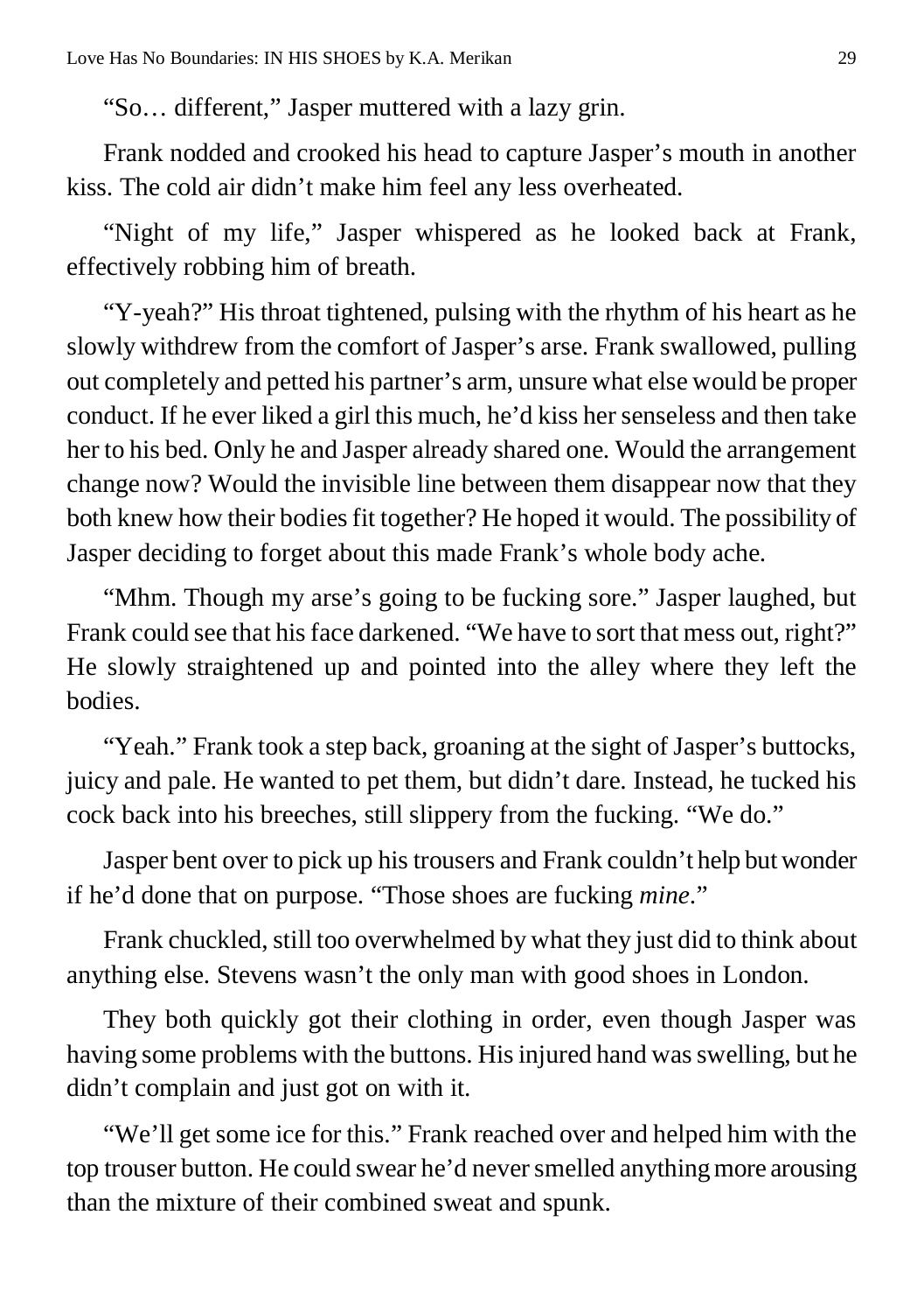"So… different," Jasper muttered with a lazy grin.

Frank nodded and crooked his head to capture Jasper's mouth in another kiss. The cold air didn't make him feel any less overheated.

"Night of my life," Jasper whispered as he looked back at Frank, effectively robbing him of breath.

"Y-yeah?" His throat tightened, pulsing with the rhythm of his heart as he slowly withdrew from the comfort of Jasper's arse. Frank swallowed, pulling out completely and petted his partner's arm, unsure what else would be proper conduct. If he ever liked a girl this much, he'd kiss her senseless and then take her to his bed. Only he and Jasper already shared one. Would the arrangement change now? Would the invisible line between them disappear now that they both knew how their bodies fit together? He hoped it would. The possibility of Jasper deciding to forget about this made Frank's whole body ache.

"Mhm. Though my arse's going to be fucking sore." Jasper laughed, but Frank could see that his face darkened. "We have to sort that mess out, right?" He slowly straightened up and pointed into the alley where they left the bodies.

"Yeah." Frank took a step back, groaning at the sight of Jasper's buttocks, juicy and pale. He wanted to pet them, but didn't dare. Instead, he tucked his cock back into his breeches, still slippery from the fucking. "We do."

Jasper bent over to pick up his trousers and Frank couldn't help but wonder if he'd done that on purpose. "Those shoes are fucking *mine*."

Frank chuckled, still too overwhelmed by what they just did to think about anything else. Stevens wasn't the only man with good shoes in London.

They both quickly got their clothing in order, even though Jasper was having some problems with the buttons. His injured hand was swelling, but he didn't complain and just got on with it.

"We'll get some ice for this." Frank reached over and helped him with the top trouser button. He could swear he'd never smelled anything more arousing than the mixture of their combined sweat and spunk.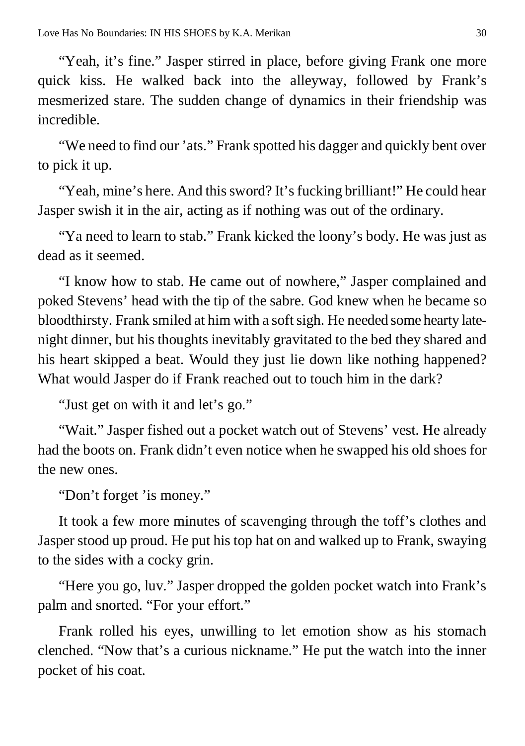"Yeah, it's fine." Jasper stirred in place, before giving Frank one more quick kiss. He walked back into the alleyway, followed by Frank's mesmerized stare. The sudden change of dynamics in their friendship was incredible.

"We need to find our 'ats." Frank spotted his dagger and quickly bent over to pick it up.

"Yeah, mine's here. And this sword? It's fucking brilliant!" He could hear Jasper swish it in the air, acting as if nothing was out of the ordinary.

"Ya need to learn to stab." Frank kicked the loony's body. He was just as dead as it seemed.

"I know how to stab. He came out of nowhere," Jasper complained and poked Stevens' head with the tip of the sabre. God knew when he became so bloodthirsty. Frank smiled at him with a soft sigh. He needed some hearty late-night dinner, but his thoughts inevitably gravitated to the bed they shared and his heart skipped a beat. Would they just lie down like nothing happened? What would Jasper do if Frank reached out to touch him in the dark?

"Just get on with it and let's go."

"Wait." Jasper fished out a pocket watch out of Stevens' vest. He already had the boots on. Frank didn't even notice when he swapped his old shoes for the new ones.

"Don't forget 'is money."

It took a few more minutes of scavenging through the toff's clothes and Jasper stood up proud. He put his top hat on and walked up to Frank, swaying to the sides with a cocky grin.

"Here you go, luv." Jasper dropped the golden pocket watch into Frank's palm and snorted. "For your effort."

Frank rolled his eyes, unwilling to let emotion show as his stomach clenched. "Now that's a curious nickname." He put the watch into the inner pocket of his coat.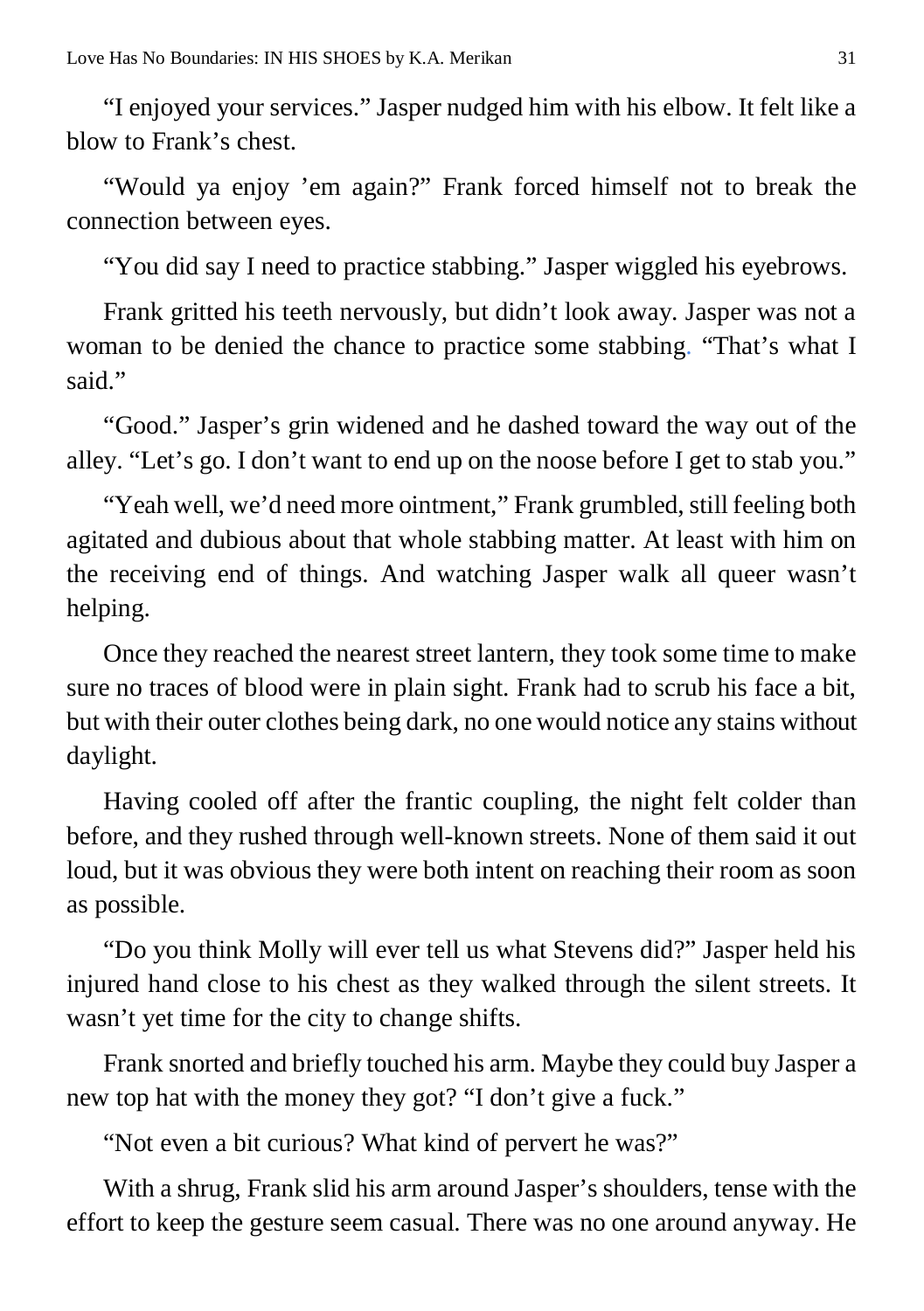"I enjoyed your services." Jasper nudged him with his elbow. It felt like a blow to Frank's chest.

"Would ya enjoy 'em again?" Frank forced himself not to break the connection between eyes.

"You did say I need to practice stabbing." Jasper wiggled his eyebrows.

Frank gritted his teeth nervously, but didn't look away. Jasper was not a woman to be denied the chance to practice some stabbing. "That's what I said."

"Good." Jasper's grin widened and he dashed toward the way out of the alley. "Let's go. I don't want to end up on the noose before I get to stab you."

"Yeah well, we'd need more ointment," Frank grumbled, still feeling both agitated and dubious about that whole stabbing matter. At least with him on the receiving end of things. And watching Jasper walk all queer wasn't helping.

Once they reached the nearest street lantern, they took some time to make sure no traces of blood were in plain sight. Frank had to scrub his face a bit, but with their outer clothes being dark, no one would notice any stains without daylight.

Having cooled off after the frantic coupling, the night felt colder than before, and they rushed through well-known streets. None of them said it out loud, but it was obvious they were both intent on reaching their room as soon as possible.

"Do you think Molly will ever tell us what Stevens did?" Jasper held his injured hand close to his chest as they walked through the silent streets. It wasn't yet time for the city to change shifts.

Frank snorted and briefly touched his arm. Maybe they could buy Jasper a new top hat with the money they got? "I don't give a fuck."

"Not even a bit curious? What kind of pervert he was?"

With a shrug, Frank slid his arm around Jasper's shoulders, tense with the effort to keep the gesture seem casual. There was no one around anyway. He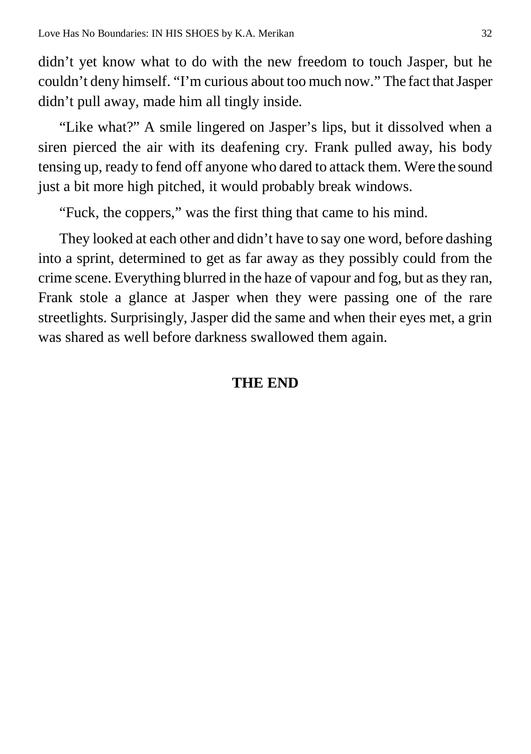didn't yet know what to do with the new freedom to touch Jasper, but he couldn't deny himself. "I'm curious about too much now." The fact that Jasper didn't pull away, made him all tingly inside.

"Like what?" A smile lingered on Jasper's lips, but it dissolved when a siren pierced the air with its deafening cry. Frank pulled away, his body tensing up, ready to fend off anyone who dared to attack them. Were the sound just a bit more high pitched, it would probably break windows.

"Fuck, the coppers," was the first thing that came to his mind.

They looked at each other and didn't have to say one word, before dashing into a sprint, determined to get as far away as they possibly could from the crime scene. Everything blurred in the haze of vapour and fog, but as they ran, Frank stole a glance at Jasper when they were passing one of the rare streetlights. Surprisingly, Jasper did the same and when their eyes met, a grin was shared as well before darkness swallowed them again.

**THE END**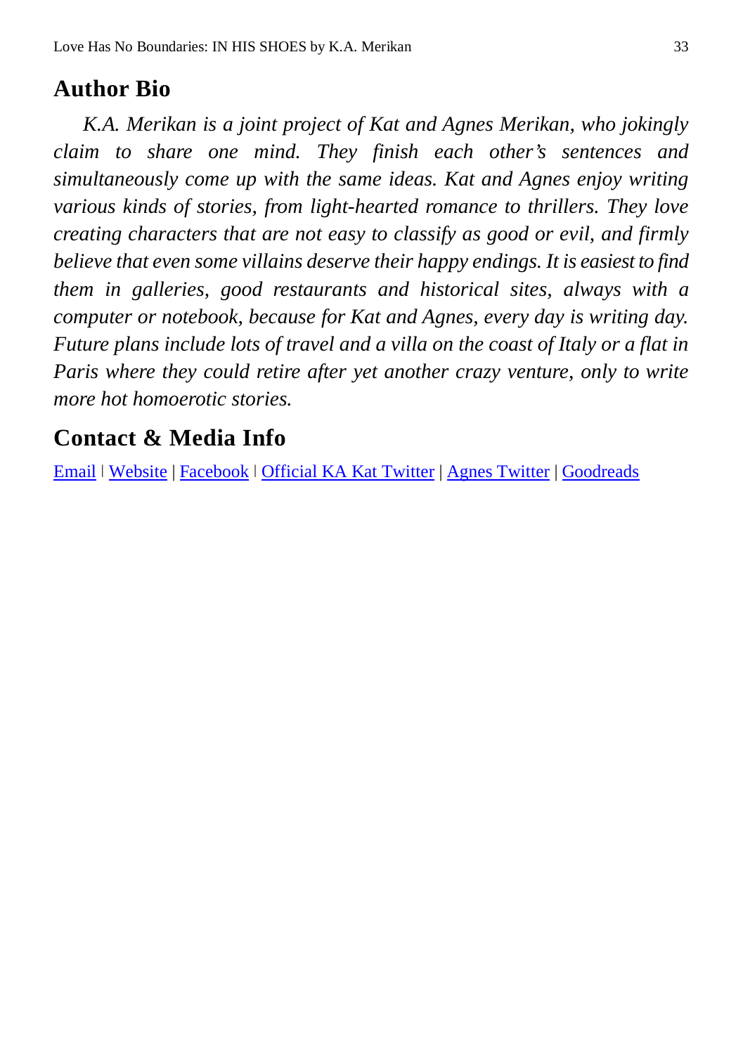## Author Bio

*K.A. Merikan is a joint project of Kat and Agnes Merikan, who jokingly claim to share one mind. They finish each other's sentences and simultaneously come up with the same ideas. Kat and Agnes enjoy writing various kinds of stories, from light-hearted romance to thrillers. They love creating characters that are not easy to classify as good or evil, and firmly believe that even some villains deserve their happy endings. It is easiest to find them in galleries, good restaurants and historical sites, always with a computer or notebook, because for Kat and Agnes, every day is writing day. Future plans include lots of travel and a villa on the coast of Italy or a flat in Paris where they could retire after yet another crazy venture, only to write more hot homoerotic stories.*

## Contact & Media Info

Email | Website | Facebook | Official KA Kat Twitter | Agnes Twitter | Goodreads